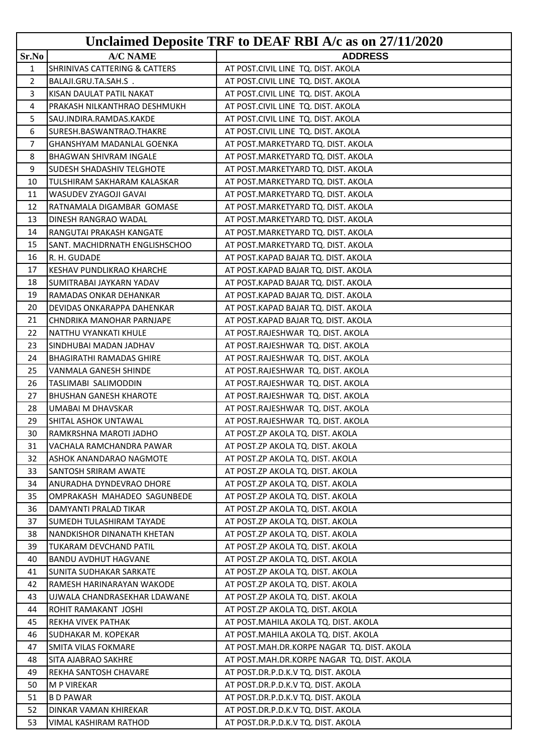| Unclaimed Deposite TRF to DEAF RBI A/c as on 27/11/2020 | | |
|---|---|---|
| **Sr.No** | **A/C NAME** | **ADDRESS** |
| 1 | SHRINIVAS CATTERING & CATTERS | AT POST.CIVIL LINE TQ. DIST. AKOLA |
| 2 | BALAJI.GRU.TA.SAH.S . | AT POST.CIVIL LINE TQ. DIST. AKOLA |
| 3 | KISAN DAULAT PATIL NAKAT | AT POST.CIVIL LINE TQ. DIST. AKOLA |
| 4 | PRAKASH NILKANTHRAO DESHMUKH | AT POST.CIVIL LINE TQ. DIST. AKOLA |
| 5 | SAU.INDIRA.RAMDAS.KAKDE | AT POST.CIVIL LINE TQ. DIST. AKOLA |
| 6 | SURESH.BASWANTRAO.THAKRE | AT POST.CIVIL LINE TQ. DIST. AKOLA |
| 7 | GHANSHYAM MADANLAL GOENKA | AT POST.MARKETYARD TQ. DIST. AKOLA |
| 8 | BHAGWAN SHIVRAM INGALE | AT POST.MARKETYARD TQ. DIST. AKOLA |
| 9 | SUDESH SHADASHIV TELGHOTE | AT POST.MARKETYARD TQ. DIST. AKOLA |
| 10 | TULSHIRAM SAKHARAM KALASKAR | AT POST.MARKETYARD TQ. DIST. AKOLA |
| 11 | WASUDEV ZYAGOJI GAVAI | AT POST.MARKETYARD TQ. DIST. AKOLA |
| 12 | RATNAMALA DIGAMBAR GOMASE | AT POST.MARKETYARD TQ. DIST. AKOLA |
| 13 | DINESH RANGRAO WADAL | AT POST.MARKETYARD TQ. DIST. AKOLA |
| 14 | RANGUTAI PRAKASH KANGATE | AT POST.MARKETYARD TQ. DIST. AKOLA |
| 15 | SANT. MACHIDRNATH ENGLISHSCHOO | AT POST.MARKETYARD TQ. DIST. AKOLA |
| 16 | R. H. GUDADE | AT POST.KAPAD BAJAR TQ. DIST. AKOLA |
| 17 | KESHAV PUNDLIKRAO KHARCHE | AT POST.KAPAD BAJAR TQ. DIST. AKOLA |
| 18 | SUMITRABAI JAYKARN YADAV | AT POST.KAPAD BAJAR TQ. DIST. AKOLA |
| 19 | RAMADAS ONKAR DEHANKAR | AT POST.KAPAD BAJAR TQ. DIST. AKOLA |
| 20 | DEVIDAS ONKARAPPA DAHENKAR | AT POST.KAPAD BAJAR TQ. DIST. AKOLA |
| 21 | CHNDRIKA MANOHAR PARNJAPE | AT POST.KAPAD BAJAR TQ. DIST. AKOLA |
| 22 | NATTHU VYANKATI KHULE | AT POST.RAJESHWAR TQ. DIST. AKOLA |
| 23 | SINDHUBAI MADAN JADHAV | AT POST.RAJESHWAR TQ. DIST. AKOLA |
| 24 | BHAGIRATHI RAMADAS GHIRE | AT POST.RAJESHWAR TQ. DIST. AKOLA |
| 25 | VANMALA GANESH SHINDE | AT POST.RAJESHWAR TQ. DIST. AKOLA |
| 26 | TASLIMABI SALIMODDIN | AT POST.RAJESHWAR TQ. DIST. AKOLA |
| 27 | BHUSHAN GANESH KHAROTE | AT POST.RAJESHWAR TQ. DIST. AKOLA |
| 28 | UMABAI M DHAVSKAR | AT POST.RAJESHWAR TQ. DIST. AKOLA |
| 29 | SHITAL ASHOK UNTAWAL | AT POST.RAJESHWAR TQ. DIST. AKOLA |
| 30 | RAMKRSHNA MAROTI JADHO | AT POST.ZP AKOLA TQ. DIST. AKOLA |
| 31 | VACHALA RAMCHANDRA PAWAR | AT POST.ZP AKOLA TQ. DIST. AKOLA |
| 32 | ASHOK ANANDARAO NAGMOTE | AT POST.ZP AKOLA TQ. DIST. AKOLA |
| 33 | SANTOSH SRIRAM AWATE | AT POST.ZP AKOLA TQ. DIST. AKOLA |
| 34 | ANURADHA DYNDEVRAO DHORE | AT POST.ZP AKOLA TQ. DIST. AKOLA |
| 35 | OMPRAKASH MAHADEO SAGUNBEDE | AT POST.ZP AKOLA TQ. DIST. AKOLA |
| 36 | DAMYANTI PRALAD TIKAR | AT POST.ZP AKOLA TQ. DIST. AKOLA |
| 37 | SUMEDH TULASHIRAM TAYADE | AT POST.ZP AKOLA TQ. DIST. AKOLA |
| 38 | NANDKISHOR DINANATH KHETAN | AT POST.ZP AKOLA TQ. DIST. AKOLA |
| 39 | TUKARAM DEVCHAND PATIL | AT POST.ZP AKOLA TQ. DIST. AKOLA |
| 40 | BANDU AVDHUT HAGVANE | AT POST.ZP AKOLA TQ. DIST. AKOLA |
| 41 | SUNITA SUDHAKAR SARKATE | AT POST.ZP AKOLA TQ. DIST. AKOLA |
| 42 | RAMESH HARINARAYAN WAKODE | AT POST.ZP AKOLA TQ. DIST. AKOLA |
| 43 | UJWALA CHANDRASEKHAR LDAWANE | AT POST.ZP AKOLA TQ. DIST. AKOLA |
| 44 | ROHIT RAMAKANT JOSHI | AT POST.ZP AKOLA TQ. DIST. AKOLA |
| 45 | REKHA VIVEK PATHAK | AT POST.MAHILA AKOLA TQ. DIST. AKOLA |
| 46 | SUDHAKAR M. KOPEKAR | AT POST.MAHILA AKOLA TQ. DIST. AKOLA |
| 47 | SMITA VILAS FOKMARE | AT POST.MAH.DR.KORPE NAGAR TQ. DIST. AKOLA |
| 48 | SITA AJABRAO SAKHRE | AT POST.MAH.DR.KORPE NAGAR TQ. DIST. AKOLA |
| 49 | REKHA SANTOSH CHAVARE | AT POST.DR.P.D.K.V TQ. DIST. AKOLA |
| 50 | M P VIREKAR | AT POST.DR.P.D.K.V TQ. DIST. AKOLA |
| 51 | B D PAWAR | AT POST.DR.P.D.K.V TQ. DIST. AKOLA |
| 52 | DINKAR VAMAN KHIREKAR | AT POST.DR.P.D.K.V TQ. DIST. AKOLA |
| 53 | VIMAL KASHIRAM RATHOD | AT POST.DR.P.D.K.V TQ. DIST. AKOLA |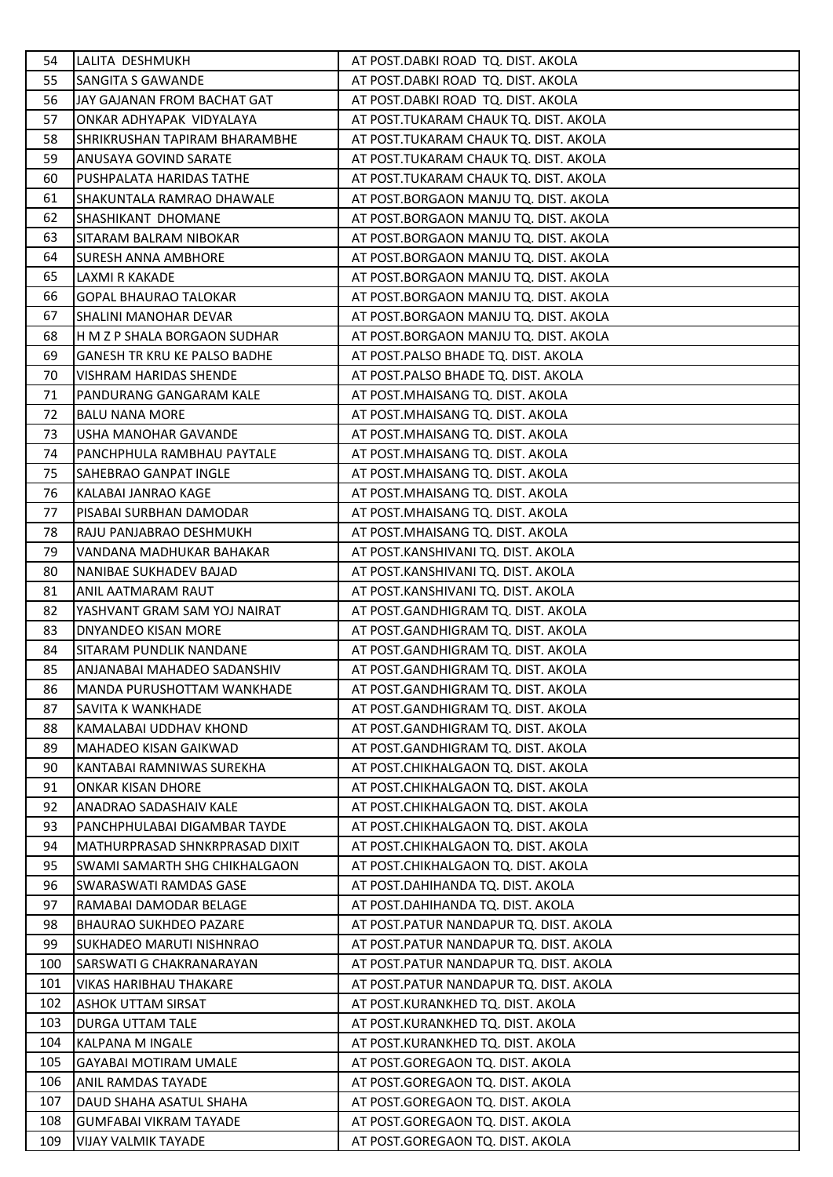| | | |
|---|---|---|
| 54 | LALITA DESHMUKH | AT POST.DABKI ROAD TQ. DIST. AKOLA |
| 55 | SANGITA S GAWANDE | AT POST.DABKI ROAD TQ. DIST. AKOLA |
| 56 | JAY GAJANAN FROM BACHAT GAT | AT POST.DABKI ROAD TQ. DIST. AKOLA |
| 57 | ONKAR ADHYAPAK VIDYALAYA | AT POST.TUKARAM CHAUK TQ. DIST. AKOLA |
| 58 | SHRIKRUSHAN TAPIRAM BHARAMBHE | AT POST.TUKARAM CHAUK TQ. DIST. AKOLA |
| 59 | ANUSAYA GOVIND SARATE | AT POST.TUKARAM CHAUK TQ. DIST. AKOLA |
| 60 | PUSHPALATA HARIDAS TATHE | AT POST.TUKARAM CHAUK TQ. DIST. AKOLA |
| 61 | SHAKUNTALA RAMRAO DHAWALE | AT POST.BORGAON MANJU TQ. DIST. AKOLA |
| 62 | SHASHIKANT DHOMANE | AT POST.BORGAON MANJU TQ. DIST. AKOLA |
| 63 | SITARAM BALRAM NIBOKAR | AT POST.BORGAON MANJU TQ. DIST. AKOLA |
| 64 | SURESH ANNA AMBHORE | AT POST.BORGAON MANJU TQ. DIST. AKOLA |
| 65 | LAXMI R KAKADE | AT POST.BORGAON MANJU TQ. DIST. AKOLA |
| 66 | GOPAL BHAURAO TALOKAR | AT POST.BORGAON MANJU TQ. DIST. AKOLA |
| 67 | SHALINI MANOHAR DEVAR | AT POST.BORGAON MANJU TQ. DIST. AKOLA |
| 68 | H M Z P SHALA BORGAON SUDHAR | AT POST.BORGAON MANJU TQ. DIST. AKOLA |
| 69 | GANESH TR KRU KE PALSO BADHE | AT POST.PALSO BHADE TQ. DIST. AKOLA |
| 70 | VISHRAM HARIDAS SHENDE | AT POST.PALSO BHADE TQ. DIST. AKOLA |
| 71 | PANDURANG GANGARAM KALE | AT POST.MHAISANG TQ. DIST. AKOLA |
| 72 | BALU NANA MORE | AT POST.MHAISANG TQ. DIST. AKOLA |
| 73 | USHA MANOHAR GAVANDE | AT POST.MHAISANG TQ. DIST. AKOLA |
| 74 | PANCHPHULA RAMBHAU PAYTALE | AT POST.MHAISANG TQ. DIST. AKOLA |
| 75 | SAHEBRAO GANPAT INGLE | AT POST.MHAISANG TQ. DIST. AKOLA |
| 76 | KALABAI JANRAO KAGE | AT POST.MHAISANG TQ. DIST. AKOLA |
| 77 | PISABAI SURBHAN DAMODAR | AT POST.MHAISANG TQ. DIST. AKOLA |
| 78 | RAJU PANJABRAO DESHMUKH | AT POST.MHAISANG TQ. DIST. AKOLA |
| 79 | VANDANA MADHUKAR BAHAKAR | AT POST.KANSHIVANI TQ. DIST. AKOLA |
| 80 | NANIBAE SUKHADEV BAJAD | AT POST.KANSHIVANI TQ. DIST. AKOLA |
| 81 | ANIL AATMARAM RAUT | AT POST.KANSHIVANI TQ. DIST. AKOLA |
| 82 | YASHVANT GRAM SAM YOJ NAIRAT | AT POST.GANDHIGRAM TQ. DIST. AKOLA |
| 83 | DNYANDEO KISAN MORE | AT POST.GANDHIGRAM TQ. DIST. AKOLA |
| 84 | SITARAM PUNDLIK NANDANE | AT POST.GANDHIGRAM TQ. DIST. AKOLA |
| 85 | ANJANABAI MAHADEO SADANSHIV | AT POST.GANDHIGRAM TQ. DIST. AKOLA |
| 86 | MANDA PURUSHOTTAM WANKHADE | AT POST.GANDHIGRAM TQ. DIST. AKOLA |
| 87 | SAVITA K WANKHADE | AT POST.GANDHIGRAM TQ. DIST. AKOLA |
| 88 | KAMALABAI UDDHAV KHOND | AT POST.GANDHIGRAM TQ. DIST. AKOLA |
| 89 | MAHADEO KISAN GAIKWAD | AT POST.GANDHIGRAM TQ. DIST. AKOLA |
| 90 | KANTABAI RAMNIWAS SUREKHA | AT POST.CHIKHALGAON TQ. DIST. AKOLA |
| 91 | ONKAR KISAN DHORE | AT POST.CHIKHALGAON TQ. DIST. AKOLA |
| 92 | ANADRAO SADASHAIV KALE | AT POST.CHIKHALGAON TQ. DIST. AKOLA |
| 93 | PANCHPHULABAI DIGAMBAR TAYDE | AT POST.CHIKHALGAON TQ. DIST. AKOLA |
| 94 | MATHURPRASAD SHNKRPRASAD DIXIT | AT POST.CHIKHALGAON TQ. DIST. AKOLA |
| 95 | SWAMI SAMARTH SHG CHIKHALGAON | AT POST.CHIKHALGAON TQ. DIST. AKOLA |
| 96 | SWARASWATI RAMDAS GASE | AT POST.DAHIHANDA TQ. DIST. AKOLA |
| 97 | RAMABAI DAMODAR BELAGE | AT POST.DAHIHANDA TQ. DIST. AKOLA |
| 98 | BHAURAO SUKHDEO PAZARE | AT POST.PATUR NANDAPUR TQ. DIST. AKOLA |
| 99 | SUKHADEO MARUTI NISHNRAO | AT POST.PATUR NANDAPUR TQ. DIST. AKOLA |
| 100 | SARSWATI G CHAKRANARAYAN | AT POST.PATUR NANDAPUR TQ. DIST. AKOLA |
| 101 | VIKAS HARIBHAU THAKARE | AT POST.PATUR NANDAPUR TQ. DIST. AKOLA |
| 102 | ASHOK UTTAM SIRSAT | AT POST.KURANKHED TQ. DIST. AKOLA |
| 103 | DURGA UTTAM TALE | AT POST.KURANKHED TQ. DIST. AKOLA |
| 104 | KALPANA M INGALE | AT POST.KURANKHED TQ. DIST. AKOLA |
| 105 | GAYABAI MOTIRAM UMALE | AT POST.GOREGAON TQ. DIST. AKOLA |
| 106 | ANIL RAMDAS TAYADE | AT POST.GOREGAON TQ. DIST. AKOLA |
| 107 | DAUD SHAHA ASATUL SHAHA | AT POST.GOREGAON TQ. DIST. AKOLA |
| 108 | GUMFABAI VIKRAM TAYADE | AT POST.GOREGAON TQ. DIST. AKOLA |
| 109 | VIJAY VALMIK TAYADE | AT POST.GOREGAON TQ. DIST. AKOLA |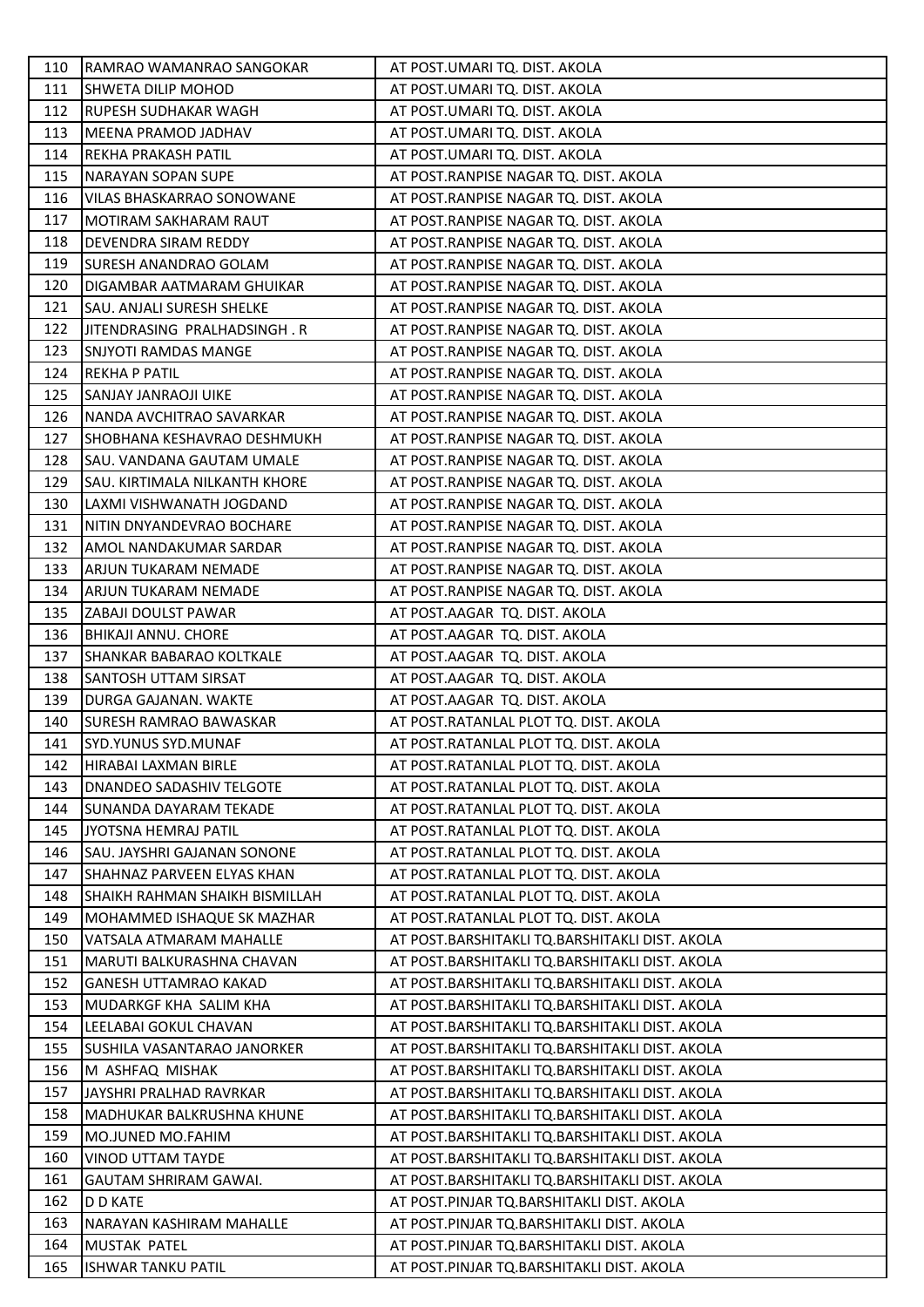| 110 | RAMRAO WAMANRAO SANGOKAR | AT POST.UMARI TQ. DIST. AKOLA |
|---|---|---|
| 111 | SHWETA DILIP MOHOD | AT POST.UMARI TQ. DIST. AKOLA |
| 112 | RUPESH SUDHAKAR WAGH | AT POST.UMARI TQ. DIST. AKOLA |
| 113 | MEENA PRAMOD JADHAV | AT POST.UMARI TQ. DIST. AKOLA |
| 114 | REKHA PRAKASH PATIL | AT POST.UMARI TQ. DIST. AKOLA |
| 115 | NARAYAN SOPAN SUPE | AT POST.RANPISE NAGAR TQ. DIST. AKOLA |
| 116 | VILAS BHASKARRAO SONOWANE | AT POST.RANPISE NAGAR TQ. DIST. AKOLA |
| 117 | MOTIRAM SAKHARAM RAUT | AT POST.RANPISE NAGAR TQ. DIST. AKOLA |
| 118 | DEVENDRA SIRAM REDDY | AT POST.RANPISE NAGAR TQ. DIST. AKOLA |
| 119 | SURESH ANANDRAO GOLAM | AT POST.RANPISE NAGAR TQ. DIST. AKOLA |
| 120 | DIGAMBAR AATMARAM GHUIKAR | AT POST.RANPISE NAGAR TQ. DIST. AKOLA |
| 121 | SAU. ANJALI SURESH SHELKE | AT POST.RANPISE NAGAR TQ. DIST. AKOLA |
| 122 | JITENDRASING PRALHADSINGH . R | AT POST.RANPISE NAGAR TQ. DIST. AKOLA |
| 123 | SNJYOTI RAMDAS MANGE | AT POST.RANPISE NAGAR TQ. DIST. AKOLA |
| 124 | REKHA P PATIL | AT POST.RANPISE NAGAR TQ. DIST. AKOLA |
| 125 | SANJAY JANRAOJI UIKE | AT POST.RANPISE NAGAR TQ. DIST. AKOLA |
| 126 | NANDA AVCHITRAO SAVARKAR | AT POST.RANPISE NAGAR TQ. DIST. AKOLA |
| 127 | SHOBHANA KESHAVRAO DESHMUKH | AT POST.RANPISE NAGAR TQ. DIST. AKOLA |
| 128 | SAU. VANDANA GAUTAM UMALE | AT POST.RANPISE NAGAR TQ. DIST. AKOLA |
| 129 | SAU. KIRTIMALA NILKANTH KHORE | AT POST.RANPISE NAGAR TQ. DIST. AKOLA |
| 130 | LAXMI VISHWANATH JOGDAND | AT POST.RANPISE NAGAR TQ. DIST. AKOLA |
| 131 | NITIN DNYANDEVRAO BOCHARE | AT POST.RANPISE NAGAR TQ. DIST. AKOLA |
| 132 | AMOL NANDAKUMAR SARDAR | AT POST.RANPISE NAGAR TQ. DIST. AKOLA |
| 133 | ARJUN TUKARAM NEMADE | AT POST.RANPISE NAGAR TQ. DIST. AKOLA |
| 134 | ARJUN TUKARAM NEMADE | AT POST.RANPISE NAGAR TQ. DIST. AKOLA |
| 135 | ZABAJI DOULST PAWAR | AT POST.AAGAR TQ. DIST. AKOLA |
| 136 | BHIKAJI ANNU. CHORE | AT POST.AAGAR TQ. DIST. AKOLA |
| 137 | SHANKAR BABARAO KOLTKALE | AT POST.AAGAR TQ. DIST. AKOLA |
| 138 | SANTOSH UTTAM SIRSAT | AT POST.AAGAR TQ. DIST. AKOLA |
| 139 | DURGA GAJANAN. WAKTE | AT POST.AAGAR TQ. DIST. AKOLA |
| 140 | SURESH RAMRAO BAWASKAR | AT POST.RATANLAL PLOT TQ. DIST. AKOLA |
| 141 | SYD.YUNUS SYD.MUNAF | AT POST.RATANLAL PLOT TQ. DIST. AKOLA |
| 142 | HIRABAI LAXMAN BIRLE | AT POST.RATANLAL PLOT TQ. DIST. AKOLA |
| 143 | DNANDEO SADASHIV TELGOTE | AT POST.RATANLAL PLOT TQ. DIST. AKOLA |
| 144 | SUNANDA DAYARAM TEKADE | AT POST.RATANLAL PLOT TQ. DIST. AKOLA |
| 145 | JYOTSNA HEMRAJ PATIL | AT POST.RATANLAL PLOT TQ. DIST. AKOLA |
| 146 | SAU. JAYSHRI GAJANAN SONONE | AT POST.RATANLAL PLOT TQ. DIST. AKOLA |
| 147 | SHAHNAZ PARVEEN ELYAS KHAN | AT POST.RATANLAL PLOT TQ. DIST. AKOLA |
| 148 | SHAIKH RAHMAN SHAIKH BISMILLAH | AT POST.RATANLAL PLOT TQ. DIST. AKOLA |
| 149 | MOHAMMED ISHAQUE SK MAZHAR | AT POST.RATANLAL PLOT TQ. DIST. AKOLA |
| 150 | VATSALA ATMARAM MAHALLE | AT POST.BARSHITAKLI TQ.BARSHITAKLI DIST. AKOLA |
| 151 | MARUTI BALKURASHNA CHAVAN | AT POST.BARSHITAKLI TQ.BARSHITAKLI DIST. AKOLA |
| 152 | GANESH UTTAMRAO KAKAD | AT POST.BARSHITAKLI TQ.BARSHITAKLI DIST. AKOLA |
| 153 | MUDARKGF KHA SALIM KHA | AT POST.BARSHITAKLI TQ.BARSHITAKLI DIST. AKOLA |
| 154 | LEELABAI GOKUL CHAVAN | AT POST.BARSHITAKLI TQ.BARSHITAKLI DIST. AKOLA |
| 155 | SUSHILA VASANTARAO JANORKER | AT POST.BARSHITAKLI TQ.BARSHITAKLI DIST. AKOLA |
| 156 | M ASHFAQ MISHAK | AT POST.BARSHITAKLI TQ.BARSHITAKLI DIST. AKOLA |
| 157 | JAYSHRI PRALHAD RAVRKAR | AT POST.BARSHITAKLI TQ.BARSHITAKLI DIST. AKOLA |
| 158 | MADHUKAR BALKRUSHNA KHUNE | AT POST.BARSHITAKLI TQ.BARSHITAKLI DIST. AKOLA |
| 159 | MO.JUNED MO.FAHIM | AT POST.BARSHITAKLI TQ.BARSHITAKLI DIST. AKOLA |
| 160 | VINOD UTTAM TAYDE | AT POST.BARSHITAKLI TQ.BARSHITAKLI DIST. AKOLA |
| 161 | GAUTAM SHRIRAM GAWAI. | AT POST.BARSHITAKLI TQ.BARSHITAKLI DIST. AKOLA |
| 162 | D D KATE | AT POST.PINJAR TQ.BARSHITAKLI DIST. AKOLA |
| 163 | NARAYAN KASHIRAM MAHALLE | AT POST.PINJAR TQ.BARSHITAKLI DIST. AKOLA |
| 164 | MUSTAK PATEL | AT POST.PINJAR TQ.BARSHITAKLI DIST. AKOLA |
| 165 | ISHWAR TANKU PATIL | AT POST.PINJAR TQ.BARSHITAKLI DIST. AKOLA |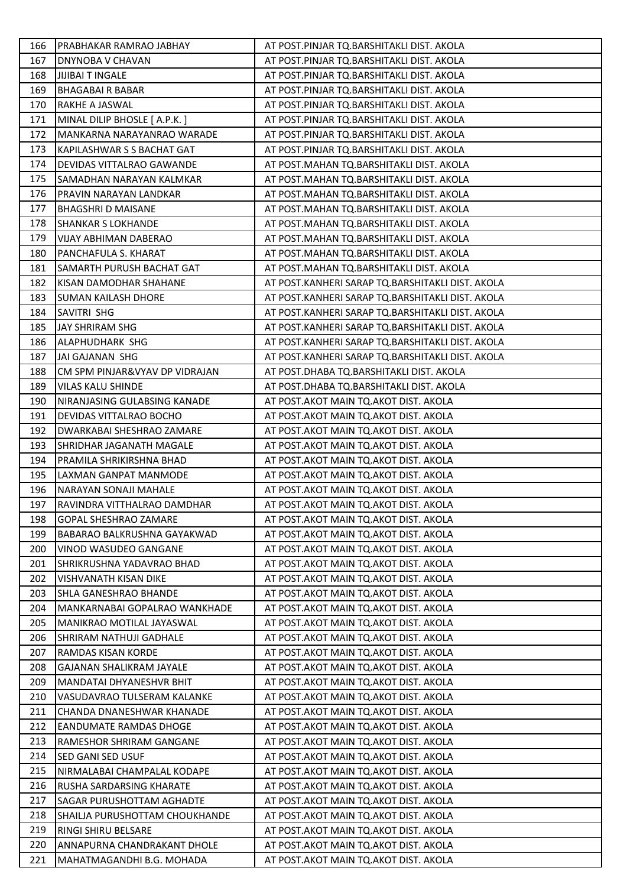| | | |
|---|---|---|
| 166 | PRABHAKAR RAMRAO JABHAY | AT POST.PINJAR TQ.BARSHITAKLI DIST. AKOLA |
| 167 | DNYNOBA V CHAVAN | AT POST.PINJAR TQ.BARSHITAKLI DIST. AKOLA |
| 168 | JIJIBAI T INGALE | AT POST.PINJAR TQ.BARSHITAKLI DIST. AKOLA |
| 169 | BHAGABAI R BABAR | AT POST.PINJAR TQ.BARSHITAKLI DIST. AKOLA |
| 170 | RAKHE A JASWAL | AT POST.PINJAR TQ.BARSHITAKLI DIST. AKOLA |
| 171 | MINAL DILIP BHOSLE [ A.P.K. ] | AT POST.PINJAR TQ.BARSHITAKLI DIST. AKOLA |
| 172 | MANKARNA NARAYANRAO WARADE | AT POST.PINJAR TQ.BARSHITAKLI DIST. AKOLA |
| 173 | KAPILASHWAR S S BACHAT GAT | AT POST.PINJAR TQ.BARSHITAKLI DIST. AKOLA |
| 174 | DEVIDAS VITTALRAO GAWANDE | AT POST.MAHAN TQ.BARSHITAKLI DIST. AKOLA |
| 175 | SAMADHAN NARAYAN KALMKAR | AT POST.MAHAN TQ.BARSHITAKLI DIST. AKOLA |
| 176 | PRAVIN NARAYAN LANDKAR | AT POST.MAHAN TQ.BARSHITAKLI DIST. AKOLA |
| 177 | BHAGSHRI D MAISANE | AT POST.MAHAN TQ.BARSHITAKLI DIST. AKOLA |
| 178 | SHANKAR S LOKHANDE | AT POST.MAHAN TQ.BARSHITAKLI DIST. AKOLA |
| 179 | VIJAY ABHIMAN DABERAO | AT POST.MAHAN TQ.BARSHITAKLI DIST. AKOLA |
| 180 | PANCHAFULA S. KHARAT | AT POST.MAHAN TQ.BARSHITAKLI DIST. AKOLA |
| 181 | SAMARTH PURUSH BACHAT GAT | AT POST.MAHAN TQ.BARSHITAKLI DIST. AKOLA |
| 182 | KISAN DAMODHAR SHAHANE | AT POST.KANHERI SARAP TQ.BARSHITAKLI DIST. AKOLA |
| 183 | SUMAN KAILASH DHORE | AT POST.KANHERI SARAP TQ.BARSHITAKLI DIST. AKOLA |
| 184 | SAVITRI SHG | AT POST.KANHERI SARAP TQ.BARSHITAKLI DIST. AKOLA |
| 185 | JAY SHRIRAM SHG | AT POST.KANHERI SARAP TQ.BARSHITAKLI DIST. AKOLA |
| 186 | ALAPHUDHARK SHG | AT POST.KANHERI SARAP TQ.BARSHITAKLI DIST. AKOLA |
| 187 | JAI GAJANAN SHG | AT POST.KANHERI SARAP TQ.BARSHITAKLI DIST. AKOLA |
| 188 | CM SPM PINJAR&VYAV DP VIDRAJAN | AT POST.DHABA TQ.BARSHITAKLI DIST. AKOLA |
| 189 | VILAS KALU SHINDE | AT POST.DHABA TQ.BARSHITAKLI DIST. AKOLA |
| 190 | NIRANJASING GULABSING KANADE | AT POST.AKOT MAIN TQ.AKOT DIST. AKOLA |
| 191 | DEVIDAS VITTALRAO BOCHO | AT POST.AKOT MAIN TQ.AKOT DIST. AKOLA |
| 192 | DWARKABAI SHESHRAO ZAMARE | AT POST.AKOT MAIN TQ.AKOT DIST. AKOLA |
| 193 | SHRIDHAR JAGANATH MAGALE | AT POST.AKOT MAIN TQ.AKOT DIST. AKOLA |
| 194 | PRAMILA SHRIKIRSHNA BHAD | AT POST.AKOT MAIN TQ.AKOT DIST. AKOLA |
| 195 | LAXMAN GANPAT MANMODE | AT POST.AKOT MAIN TQ.AKOT DIST. AKOLA |
| 196 | NARAYAN SONAJI MAHALE | AT POST.AKOT MAIN TQ.AKOT DIST. AKOLA |
| 197 | RAVINDRA VITTHALRAO DAMDHAR | AT POST.AKOT MAIN TQ.AKOT DIST. AKOLA |
| 198 | GOPAL SHESHRAO ZAMARE | AT POST.AKOT MAIN TQ.AKOT DIST. AKOLA |
| 199 | BABARAO BALKRUSHNA GAYAKWAD | AT POST.AKOT MAIN TQ.AKOT DIST. AKOLA |
| 200 | VINOD WASUDEO GANGANE | AT POST.AKOT MAIN TQ.AKOT DIST. AKOLA |
| 201 | SHRIKRUSHNA YADAVRAO BHAD | AT POST.AKOT MAIN TQ.AKOT DIST. AKOLA |
| 202 | VISHVANATH KISAN DIKE | AT POST.AKOT MAIN TQ.AKOT DIST. AKOLA |
| 203 | SHLA GANESHRAO BHANDE | AT POST.AKOT MAIN TQ.AKOT DIST. AKOLA |
| 204 | MANKARNABAI GOPALRAO WANKHADE | AT POST.AKOT MAIN TQ.AKOT DIST. AKOLA |
| 205 | MANIKRAO MOTILAL JAYASWAL | AT POST.AKOT MAIN TQ.AKOT DIST. AKOLA |
| 206 | SHRIRAM NATHUJI GADHALE | AT POST.AKOT MAIN TQ.AKOT DIST. AKOLA |
| 207 | RAMDAS KISAN KORDE | AT POST.AKOT MAIN TQ.AKOT DIST. AKOLA |
| 208 | GAJANAN SHALIKRAM JAYALE | AT POST.AKOT MAIN TQ.AKOT DIST. AKOLA |
| 209 | MANDATAI DHYANESHVR BHIT | AT POST.AKOT MAIN TQ.AKOT DIST. AKOLA |
| 210 | VASUDAVRAO TULSERAM KALANKE | AT POST.AKOT MAIN TQ.AKOT DIST. AKOLA |
| 211 | CHANDA DNANESHWAR KHANADE | AT POST.AKOT MAIN TQ.AKOT DIST. AKOLA |
| 212 | EANDUMATE RAMDAS DHOGE | AT POST.AKOT MAIN TQ.AKOT DIST. AKOLA |
| 213 | RAMESHOR SHRIRAM GANGANE | AT POST.AKOT MAIN TQ.AKOT DIST. AKOLA |
| 214 | SED GANI SED USUF | AT POST.AKOT MAIN TQ.AKOT DIST. AKOLA |
| 215 | NIRMALABAI CHAMPALAL KODAPE | AT POST.AKOT MAIN TQ.AKOT DIST. AKOLA |
| 216 | RUSHA SARDARSING KHARATE | AT POST.AKOT MAIN TQ.AKOT DIST. AKOLA |
| 217 | SAGAR PURUSHOTTAM AGHADTE | AT POST.AKOT MAIN TQ.AKOT DIST. AKOLA |
| 218 | SHAILJA PURUSHOTTAM CHOUKHANDE | AT POST.AKOT MAIN TQ.AKOT DIST. AKOLA |
| 219 | RINGI SHIRU BELSARE | AT POST.AKOT MAIN TQ.AKOT DIST. AKOLA |
| 220 | ANNAPURNA CHANDRAKANT DHOLE | AT POST.AKOT MAIN TQ.AKOT DIST. AKOLA |
| 221 | MAHATMAGANDHI B.G. MOHADA | AT POST.AKOT MAIN TQ.AKOT DIST. AKOLA |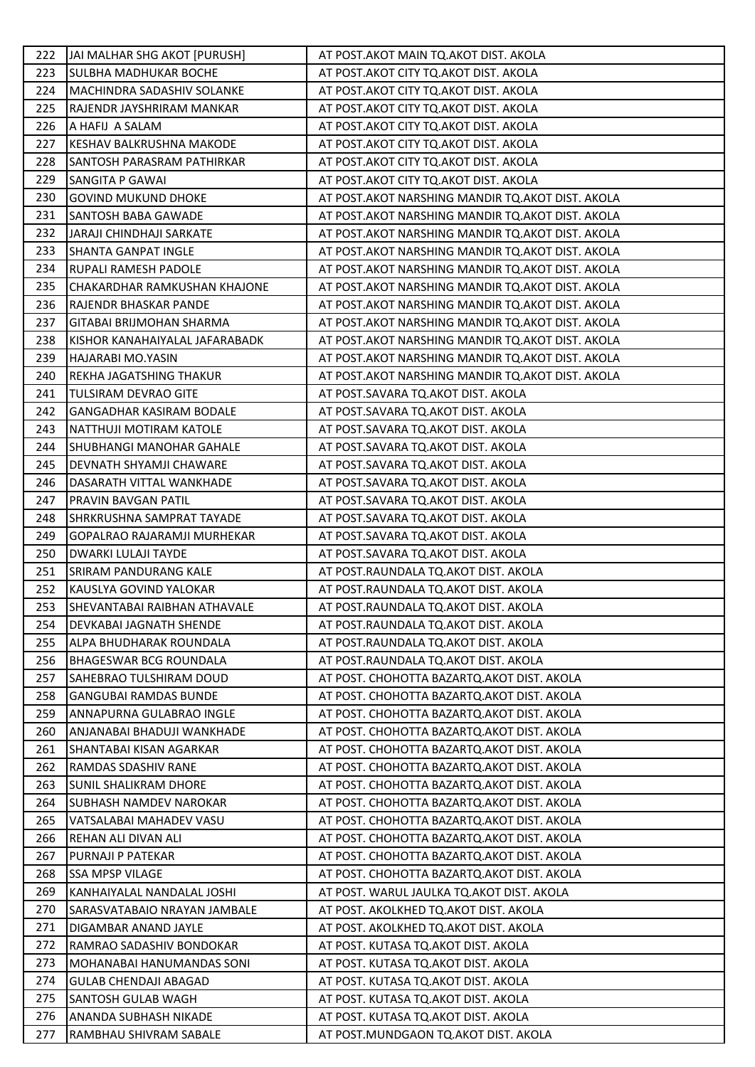| 222 | JAI MALHAR SHG AKOT [PURUSH] | AT POST.AKOT MAIN TQ.AKOT DIST. AKOLA |
|---|---|---|
| 223 | SULBHA MADHUKAR BOCHE | AT POST.AKOT CITY TQ.AKOT DIST. AKOLA |
| 224 | MACHINDRA SADASHIV SOLANKE | AT POST.AKOT CITY TQ.AKOT DIST. AKOLA |
| 225 | RAJENDR JAYSHRIRAM MANKAR | AT POST.AKOT CITY TQ.AKOT DIST. AKOLA |
| 226 | A HAFIJ A SALAM | AT POST.AKOT CITY TQ.AKOT DIST. AKOLA |
| 227 | KESHAV BALKRUSHNA MAKODE | AT POST.AKOT CITY TQ.AKOT DIST. AKOLA |
| 228 | SANTOSH PARASRAM PATHIRKAR | AT POST.AKOT CITY TQ.AKOT DIST. AKOLA |
| 229 | SANGITA P GAWAI | AT POST.AKOT CITY TQ.AKOT DIST. AKOLA |
| 230 | GOVIND MUKUND DHOKE | AT POST.AKOT NARSHING MANDIR TQ.AKOT DIST. AKOLA |
| 231 | SANTOSH BABA GAWADE | AT POST.AKOT NARSHING MANDIR TQ.AKOT DIST. AKOLA |
| 232 | JARAJI CHINDHAJI SARKATE | AT POST.AKOT NARSHING MANDIR TQ.AKOT DIST. AKOLA |
| 233 | SHANTA GANPAT INGLE | AT POST.AKOT NARSHING MANDIR TQ.AKOT DIST. AKOLA |
| 234 | RUPALI RAMESH PADOLE | AT POST.AKOT NARSHING MANDIR TQ.AKOT DIST. AKOLA |
| 235 | CHAKARDHAR RAMKUSHAN KHAJONE | AT POST.AKOT NARSHING MANDIR TQ.AKOT DIST. AKOLA |
| 236 | RAJENDR BHASKAR PANDE | AT POST.AKOT NARSHING MANDIR TQ.AKOT DIST. AKOLA |
| 237 | GITABAI BRIJMOHAN SHARMA | AT POST.AKOT NARSHING MANDIR TQ.AKOT DIST. AKOLA |
| 238 | KISHOR KANAHAIYALAL JAFARABADK | AT POST.AKOT NARSHING MANDIR TQ.AKOT DIST. AKOLA |
| 239 | HAJARABI MO.YASIN | AT POST.AKOT NARSHING MANDIR TQ.AKOT DIST. AKOLA |
| 240 | REKHA JAGATSHING THAKUR | AT POST.AKOT NARSHING MANDIR TQ.AKOT DIST. AKOLA |
| 241 | TULSIRAM DEVRAO GITE | AT POST.SAVARA TQ.AKOT DIST. AKOLA |
| 242 | GANGADHAR KASIRAM BODALE | AT POST.SAVARA TQ.AKOT DIST. AKOLA |
| 243 | NATTHUJI MOTIRAM KATOLE | AT POST.SAVARA TQ.AKOT DIST. AKOLA |
| 244 | SHUBHANGI MANOHAR GAHALE | AT POST.SAVARA TQ.AKOT DIST. AKOLA |
| 245 | DEVNATH SHYAMJI CHAWARE | AT POST.SAVARA TQ.AKOT DIST. AKOLA |
| 246 | DASARATH VITTAL WANKHADE | AT POST.SAVARA TQ.AKOT DIST. AKOLA |
| 247 | PRAVIN BAVGAN PATIL | AT POST.SAVARA TQ.AKOT DIST. AKOLA |
| 248 | SHRKRUSHNA SAMPRAT TAYADE | AT POST.SAVARA TQ.AKOT DIST. AKOLA |
| 249 | GOPALRAO RAJARAMJI MURHEKAR | AT POST.SAVARA TQ.AKOT DIST. AKOLA |
| 250 | DWARKI LULAJI TAYDE | AT POST.SAVARA TQ.AKOT DIST. AKOLA |
| 251 | SRIRAM PANDURANG KALE | AT POST.RAUNDALA TQ.AKOT DIST. AKOLA |
| 252 | KAUSLYA GOVIND YALOKAR | AT POST.RAUNDALA TQ.AKOT DIST. AKOLA |
| 253 | SHEVANTABAI RAIBHAN ATHAVALE | AT POST.RAUNDALA TQ.AKOT DIST. AKOLA |
| 254 | DEVKABAI JAGNATH SHENDE | AT POST.RAUNDALA TQ.AKOT DIST. AKOLA |
| 255 | ALPA BHUDHARAK ROUNDALA | AT POST.RAUNDALA TQ.AKOT DIST. AKOLA |
| 256 | BHAGESWAR BCG ROUNDALA | AT POST.RAUNDALA TQ.AKOT DIST. AKOLA |
| 257 | SAHEBRAO TULSHIRAM DOUD | AT POST. CHOHOTTA BAZARTQ.AKOT DIST. AKOLA |
| 258 | GANGUBAI RAMDAS BUNDE | AT POST. CHOHOTTA BAZARTQ.AKOT DIST. AKOLA |
| 259 | ANNAPURNA GULABRAO INGLE | AT POST. CHOHOTTA BAZARTQ.AKOT DIST. AKOLA |
| 260 | ANJANABAI BHADUJI WANKHADE | AT POST. CHOHOTTA BAZARTQ.AKOT DIST. AKOLA |
| 261 | SHANTABAI KISAN AGARKAR | AT POST. CHOHOTTA BAZARTQ.AKOT DIST. AKOLA |
| 262 | RAMDAS SDASHIV RANE | AT POST. CHOHOTTA BAZARTQ.AKOT DIST. AKOLA |
| 263 | SUNIL SHALIKRAM DHORE | AT POST. CHOHOTTA BAZARTQ.AKOT DIST. AKOLA |
| 264 | SUBHASH NAMDEV NAROKAR | AT POST. CHOHOTTA BAZARTQ.AKOT DIST. AKOLA |
| 265 | VATSALABAI MAHADEV VASU | AT POST. CHOHOTTA BAZARTQ.AKOT DIST. AKOLA |
| 266 | REHAN ALI DIVAN ALI | AT POST. CHOHOTTA BAZARTQ.AKOT DIST. AKOLA |
| 267 | PURNAJI P PATEKAR | AT POST. CHOHOTTA BAZARTQ.AKOT DIST. AKOLA |
| 268 | SSA MPSP VILAGE | AT POST. CHOHOTTA BAZARTQ.AKOT DIST. AKOLA |
| 269 | KANHAIYALAL NANDALAL JOSHI | AT POST. WARUL JAULKA TQ.AKOT DIST. AKOLA |
| 270 | SARASVATABAIO NRAYAN JAMBALE | AT POST. AKOLKHED TQ.AKOT DIST. AKOLA |
| 271 | DIGAMBAR ANAND JAYLE | AT POST. AKOLKHED TQ.AKOT DIST. AKOLA |
| 272 | RAMRAO SADASHIV BONDOKAR | AT POST. KUTASA TQ.AKOT DIST. AKOLA |
| 273 | MOHANABAI HANUMANDAS SONI | AT POST. KUTASA TQ.AKOT DIST. AKOLA |
| 274 | GULAB CHENDAJI ABAGAD | AT POST. KUTASA TQ.AKOT DIST. AKOLA |
| 275 | SANTOSH GULAB WAGH | AT POST. KUTASA TQ.AKOT DIST. AKOLA |
| 276 | ANANDA SUBHASH NIKADE | AT POST. KUTASA TQ.AKOT DIST. AKOLA |
| 277 | RAMBHAU SHIVRAM SABALE | AT POST.MUNDGAON TQ.AKOT DIST. AKOLA |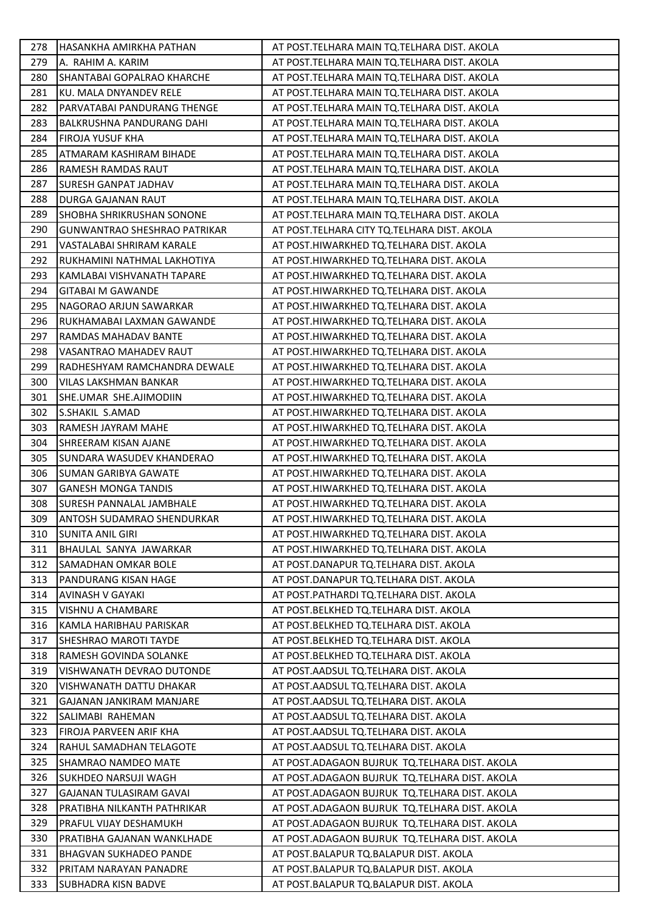| | | |
|---|---|---|
| 278 | HASANKHA AMIRKHA PATHAN | AT POST.TELHARA MAIN TQ.TELHARA DIST. AKOLA |
| 279 | A. RAHIM A. KARIM | AT POST.TELHARA MAIN TQ.TELHARA DIST. AKOLA |
| 280 | SHANTABAI GOPALRAO KHARCHE | AT POST.TELHARA MAIN TQ.TELHARA DIST. AKOLA |
| 281 | KU. MALA DNYANDEV RELE | AT POST.TELHARA MAIN TQ.TELHARA DIST. AKOLA |
| 282 | PARVATABAI PANDURANG THENGE | AT POST.TELHARA MAIN TQ.TELHARA DIST. AKOLA |
| 283 | BALKRUSHNA PANDURANG DAHI | AT POST.TELHARA MAIN TQ.TELHARA DIST. AKOLA |
| 284 | FIROJA YUSUF KHA | AT POST.TELHARA MAIN TQ.TELHARA DIST. AKOLA |
| 285 | ATMARAM KASHIRAM BIHADE | AT POST.TELHARA MAIN TQ.TELHARA DIST. AKOLA |
| 286 | RAMESH RAMDAS RAUT | AT POST.TELHARA MAIN TQ.TELHARA DIST. AKOLA |
| 287 | SURESH GANPAT JADHAV | AT POST.TELHARA MAIN TQ.TELHARA DIST. AKOLA |
| 288 | DURGA GAJANAN RAUT | AT POST.TELHARA MAIN TQ.TELHARA DIST. AKOLA |
| 289 | SHOBHA SHRIKRUSHAN SONONE | AT POST.TELHARA MAIN TQ.TELHARA DIST. AKOLA |
| 290 | GUNWANTRAO SHESHRAO PATRIKAR | AT POST.TELHARA CITY TQ.TELHARA DIST. AKOLA |
| 291 | VASTALABAI SHRIRAM KARALE | AT POST.HIWARKHED TQ.TELHARA DIST. AKOLA |
| 292 | RUKHAMINI NATHMAL LAKHOTIYA | AT POST.HIWARKHED TQ.TELHARA DIST. AKOLA |
| 293 | KAMLABAI VISHVANATH TAPARE | AT POST.HIWARKHED TQ.TELHARA DIST. AKOLA |
| 294 | GITABAI M GAWANDE | AT POST.HIWARKHED TQ.TELHARA DIST. AKOLA |
| 295 | NAGORAO ARJUN SAWARKAR | AT POST.HIWARKHED TQ.TELHARA DIST. AKOLA |
| 296 | RUKHAMABAI LAXMAN GAWANDE | AT POST.HIWARKHED TQ.TELHARA DIST. AKOLA |
| 297 | RAMDAS MAHADAV BANTE | AT POST.HIWARKHED TQ.TELHARA DIST. AKOLA |
| 298 | VASANTRAO MAHADEV RAUT | AT POST.HIWARKHED TQ.TELHARA DIST. AKOLA |
| 299 | RADHESHYAM RAMCHANDRA DEWALE | AT POST.HIWARKHED TQ.TELHARA DIST. AKOLA |
| 300 | VILAS LAKSHMAN BANKAR | AT POST.HIWARKHED TQ.TELHARA DIST. AKOLA |
| 301 | SHE.UMAR SHE.AJIMODIIN | AT POST.HIWARKHED TQ.TELHARA DIST. AKOLA |
| 302 | S.SHAKIL S.AMAD | AT POST.HIWARKHED TQ.TELHARA DIST. AKOLA |
| 303 | RAMESH JAYRAM MAHE | AT POST.HIWARKHED TQ.TELHARA DIST. AKOLA |
| 304 | SHREERAM KISAN AJANE | AT POST.HIWARKHED TQ.TELHARA DIST. AKOLA |
| 305 | SUNDARA WASUDEV KHANDERAO | AT POST.HIWARKHED TQ.TELHARA DIST. AKOLA |
| 306 | SUMAN GARIBYA GAWATE | AT POST.HIWARKHED TQ.TELHARA DIST. AKOLA |
| 307 | GANESH MONGA TANDIS | AT POST.HIWARKHED TQ.TELHARA DIST. AKOLA |
| 308 | SURESH PANNALAL JAMBHALE | AT POST.HIWARKHED TQ.TELHARA DIST. AKOLA |
| 309 | ANTOSH SUDAMRAO SHENDURKAR | AT POST.HIWARKHED TQ.TELHARA DIST. AKOLA |
| 310 | SUNITA ANIL GIRI | AT POST.HIWARKHED TQ.TELHARA DIST. AKOLA |
| 311 | BHAULAL SANYA JAWARKAR | AT POST.HIWARKHED TQ.TELHARA DIST. AKOLA |
| 312 | SAMADHAN OMKAR BOLE | AT POST.DANAPUR TQ.TELHARA DIST. AKOLA |
| 313 | PANDURANG KISAN HAGE | AT POST.DANAPUR TQ.TELHARA DIST. AKOLA |
| 314 | AVINASH V GAYAKI | AT POST.PATHARDI TQ.TELHARA DIST. AKOLA |
| 315 | VISHNU A CHAMBARE | AT POST.BELKHED TQ.TELHARA DIST. AKOLA |
| 316 | KAMLA HARIBHAU PARISKAR | AT POST.BELKHED TQ.TELHARA DIST. AKOLA |
| 317 | SHESHRAO MAROTI TAYDE | AT POST.BELKHED TQ.TELHARA DIST. AKOLA |
| 318 | RAMESH GOVINDA SOLANKE | AT POST.BELKHED TQ.TELHARA DIST. AKOLA |
| 319 | VISHWANATH DEVRAO DUTONDE | AT POST.AADSUL TQ.TELHARA DIST. AKOLA |
| 320 | VISHWANATH DATTU DHAKAR | AT POST.AADSUL TQ.TELHARA DIST. AKOLA |
| 321 | GAJANAN JANKIRAM MANJARE | AT POST.AADSUL TQ.TELHARA DIST. AKOLA |
| 322 | SALIMABI RAHEMAN | AT POST.AADSUL TQ.TELHARA DIST. AKOLA |
| 323 | FIROJA PARVEEN ARIF KHA | AT POST.AADSUL TQ.TELHARA DIST. AKOLA |
| 324 | RAHUL SAMADHAN TELAGOTE | AT POST.AADSUL TQ.TELHARA DIST. AKOLA |
| 325 | SHAMRAO NAMDEO MATE | AT POST.ADAGAON BUJRUK TQ.TELHARA DIST. AKOLA |
| 326 | SUKHDEO NARSUJI WAGH | AT POST.ADAGAON BUJRUK TQ.TELHARA DIST. AKOLA |
| 327 | GAJANAN TULASIRAM GAVAI | AT POST.ADAGAON BUJRUK TQ.TELHARA DIST. AKOLA |
| 328 | PRATIBHA NILKANTH PATHRIKAR | AT POST.ADAGAON BUJRUK TQ.TELHARA DIST. AKOLA |
| 329 | PRAFUL VIJAY DESHAMUKH | AT POST.ADAGAON BUJRUK TQ.TELHARA DIST. AKOLA |
| 330 | PRATIBHA GAJANAN WANKLHADE | AT POST.ADAGAON BUJRUK TQ.TELHARA DIST. AKOLA |
| 331 | BHAGVAN SUKHADEO PANDE | AT POST.BALAPUR TQ.BALAPUR DIST. AKOLA |
| 332 | PRITAM NARAYAN PANADRE | AT POST.BALAPUR TQ.BALAPUR DIST. AKOLA |
| 333 | SUBHADRA KISN BADVE | AT POST.BALAPUR TQ.BALAPUR DIST. AKOLA |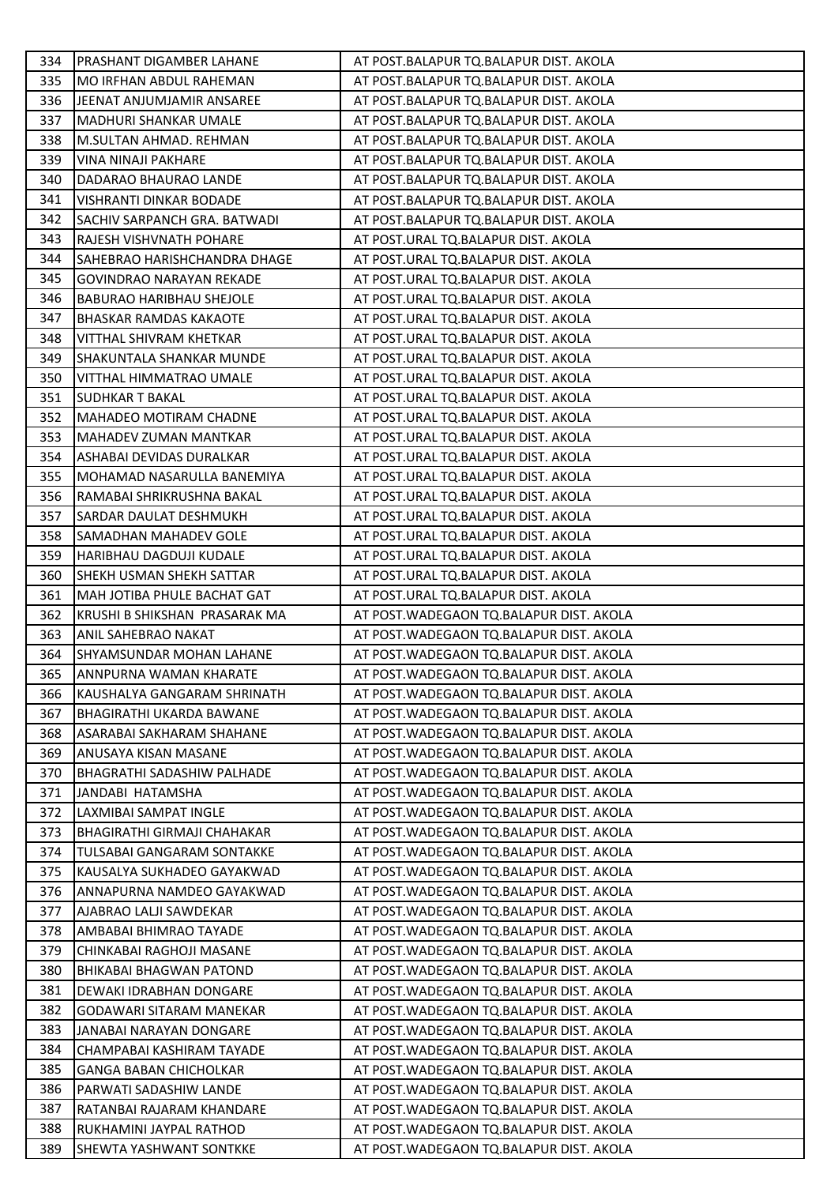| 334 | PRASHANT DIGAMBER LAHANE | AT POST.BALAPUR TQ.BALAPUR DIST. AKOLA |
|---|---|---|
| 335 | MO IRFHAN ABDUL RAHEMAN | AT POST.BALAPUR TQ.BALAPUR DIST. AKOLA |
| 336 | JEENAT ANJUMJAMIR ANSAREE | AT POST.BALAPUR TQ.BALAPUR DIST. AKOLA |
| 337 | MADHURI SHANKAR UMALE | AT POST.BALAPUR TQ.BALAPUR DIST. AKOLA |
| 338 | M.SULTAN AHMAD. REHMAN | AT POST.BALAPUR TQ.BALAPUR DIST. AKOLA |
| 339 | VINA NINAJI PAKHARE | AT POST.BALAPUR TQ.BALAPUR DIST. AKOLA |
| 340 | DADARAO BHAURAO LANDE | AT POST.BALAPUR TQ.BALAPUR DIST. AKOLA |
| 341 | VISHRANTI DINKAR BODADE | AT POST.BALAPUR TQ.BALAPUR DIST. AKOLA |
| 342 | SACHIV SARPANCH GRA. BATWADI | AT POST.BALAPUR TQ.BALAPUR DIST. AKOLA |
| 343 | RAJESH VISHVNATH POHARE | AT POST.URAL TQ.BALAPUR DIST. AKOLA |
| 344 | SAHEBRAO HARISHCHANDRA DHAGE | AT POST.URAL TQ.BALAPUR DIST. AKOLA |
| 345 | GOVINDRAO NARAYAN REKADE | AT POST.URAL TQ.BALAPUR DIST. AKOLA |
| 346 | BABURAO HARIBHAU SHEJOLE | AT POST.URAL TQ.BALAPUR DIST. AKOLA |
| 347 | BHASKAR RAMDAS KAKAOTE | AT POST.URAL TQ.BALAPUR DIST. AKOLA |
| 348 | VITTHAL SHIVRAM KHETKAR | AT POST.URAL TQ.BALAPUR DIST. AKOLA |
| 349 | SHAKUNTALA SHANKAR MUNDE | AT POST.URAL TQ.BALAPUR DIST. AKOLA |
| 350 | VITTHAL HIMMATRAO UMALE | AT POST.URAL TQ.BALAPUR DIST. AKOLA |
| 351 | SUDHKAR T BAKAL | AT POST.URAL TQ.BALAPUR DIST. AKOLA |
| 352 | MAHADEO MOTIRAM CHADNE | AT POST.URAL TQ.BALAPUR DIST. AKOLA |
| 353 | MAHADEV ZUMAN MANTKAR | AT POST.URAL TQ.BALAPUR DIST. AKOLA |
| 354 | ASHABAI DEVIDAS DURALKAR | AT POST.URAL TQ.BALAPUR DIST. AKOLA |
| 355 | MOHAMAD NASARULLA BANEMIYA | AT POST.URAL TQ.BALAPUR DIST. AKOLA |
| 356 | RAMABAI SHRIKRUSHNA BAKAL | AT POST.URAL TQ.BALAPUR DIST. AKOLA |
| 357 | SARDAR DAULAT DESHMUKH | AT POST.URAL TQ.BALAPUR DIST. AKOLA |
| 358 | SAMADHAN MAHADEV GOLE | AT POST.URAL TQ.BALAPUR DIST. AKOLA |
| 359 | HARIBHAU DAGDUJI KUDALE | AT POST.URAL TQ.BALAPUR DIST. AKOLA |
| 360 | SHEKH USMAN SHEKH SATTAR | AT POST.URAL TQ.BALAPUR DIST. AKOLA |
| 361 | MAH JOTIBA PHULE BACHAT GAT | AT POST.URAL TQ.BALAPUR DIST. AKOLA |
| 362 | KRUSHI B SHIKSHAN PRASARAK MA | AT POST.WADEGAON TQ.BALAPUR DIST. AKOLA |
| 363 | ANIL SAHEBRAO NAKAT | AT POST.WADEGAON TQ.BALAPUR DIST. AKOLA |
| 364 | SHYAMSUNDAR MOHAN LAHANE | AT POST.WADEGAON TQ.BALAPUR DIST. AKOLA |
| 365 | ANNPURNA WAMAN KHARATE | AT POST.WADEGAON TQ.BALAPUR DIST. AKOLA |
| 366 | KAUSHALYA GANGARAM SHRINATH | AT POST.WADEGAON TQ.BALAPUR DIST. AKOLA |
| 367 | BHAGIRATHI UKARDA BAWANE | AT POST.WADEGAON TQ.BALAPUR DIST. AKOLA |
| 368 | ASARABAI SAKHARAM SHAHANE | AT POST.WADEGAON TQ.BALAPUR DIST. AKOLA |
| 369 | ANUSAYA KISAN MASANE | AT POST.WADEGAON TQ.BALAPUR DIST. AKOLA |
| 370 | BHAGRATHI SADASHIW PALHADE | AT POST.WADEGAON TQ.BALAPUR DIST. AKOLA |
| 371 | JANDABI HATAMSHA | AT POST.WADEGAON TQ.BALAPUR DIST. AKOLA |
| 372 | LAXMIBAI SAMPAT INGLE | AT POST.WADEGAON TQ.BALAPUR DIST. AKOLA |
| 373 | BHAGIRATHI GIRMAJI CHAHAKAR | AT POST.WADEGAON TQ.BALAPUR DIST. AKOLA |
| 374 | TULSABAI GANGARAM SONTAKKE | AT POST.WADEGAON TQ.BALAPUR DIST. AKOLA |
| 375 | KAUSALYA SUKHADEO GAYAKWAD | AT POST.WADEGAON TQ.BALAPUR DIST. AKOLA |
| 376 | ANNAPURNA NAMDEO GAYAKWAD | AT POST.WADEGAON TQ.BALAPUR DIST. AKOLA |
| 377 | AJABRAO LALJI SAWDEKAR | AT POST.WADEGAON TQ.BALAPUR DIST. AKOLA |
| 378 | AMBABAI BHIMRAO TAYADE | AT POST.WADEGAON TQ.BALAPUR DIST. AKOLA |
| 379 | CHINKABAI RAGHOJI MASANE | AT POST.WADEGAON TQ.BALAPUR DIST. AKOLA |
| 380 | BHIKABAI BHAGWAN PATOND | AT POST.WADEGAON TQ.BALAPUR DIST. AKOLA |
| 381 | DEWAKI IDRABHAN DONGARE | AT POST.WADEGAON TQ.BALAPUR DIST. AKOLA |
| 382 | GODAWARI SITARAM MANEKAR | AT POST.WADEGAON TQ.BALAPUR DIST. AKOLA |
| 383 | JANABAI NARAYAN DONGARE | AT POST.WADEGAON TQ.BALAPUR DIST. AKOLA |
| 384 | CHAMPABAI KASHIRAM TAYADE | AT POST.WADEGAON TQ.BALAPUR DIST. AKOLA |
| 385 | GANGA BABAN CHICHOLKAR | AT POST.WADEGAON TQ.BALAPUR DIST. AKOLA |
| 386 | PARWATI SADASHIW LANDE | AT POST.WADEGAON TQ.BALAPUR DIST. AKOLA |
| 387 | RATANBAI RAJARAM KHANDARE | AT POST.WADEGAON TQ.BALAPUR DIST. AKOLA |
| 388 | RUKHAMINI JAYPAL RATHOD | AT POST.WADEGAON TQ.BALAPUR DIST. AKOLA |
| 389 | SHEWTA YASHWANT SONTKKE | AT POST.WADEGAON TQ.BALAPUR DIST. AKOLA |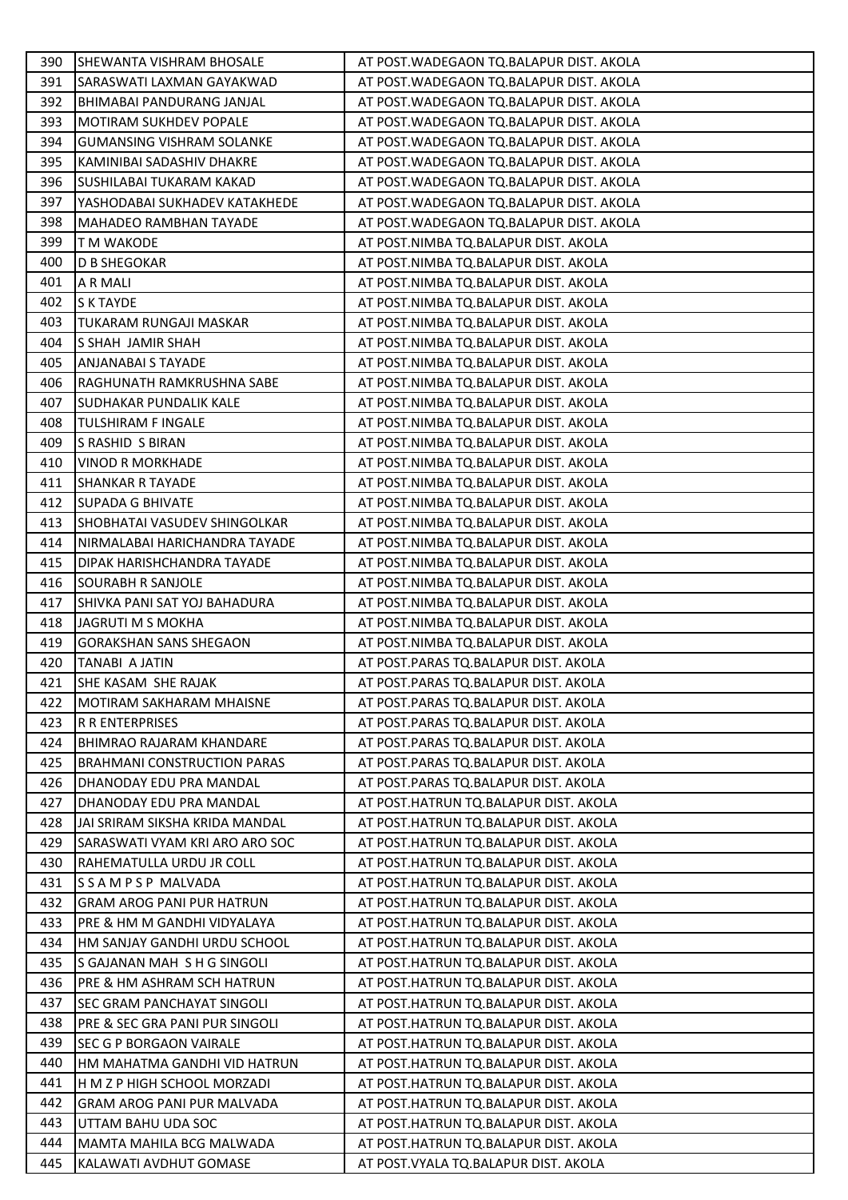| | | |
|---|---|---|
| 390 | SHEWANTA VISHRAM BHOSALE | AT POST.WADEGAON TQ.BALAPUR DIST. AKOLA |
| 391 | SARASWATI LAXMAN GAYAKWAD | AT POST.WADEGAON TQ.BALAPUR DIST. AKOLA |
| 392 | BHIMABAI PANDURANG JANJAL | AT POST.WADEGAON TQ.BALAPUR DIST. AKOLA |
| 393 | MOTIRAM SUKHDEV POPALE | AT POST.WADEGAON TQ.BALAPUR DIST. AKOLA |
| 394 | GUMANSING VISHRAM SOLANKE | AT POST.WADEGAON TQ.BALAPUR DIST. AKOLA |
| 395 | KAMINIBAI SADASHIV DHAKRE | AT POST.WADEGAON TQ.BALAPUR DIST. AKOLA |
| 396 | SUSHILABAI TUKARAM KAKAD | AT POST.WADEGAON TQ.BALAPUR DIST. AKOLA |
| 397 | YASHODABAI SUKHADEV KATAKHEDE | AT POST.WADEGAON TQ.BALAPUR DIST. AKOLA |
| 398 | MAHADEO RAMBHAN TAYADE | AT POST.WADEGAON TQ.BALAPUR DIST. AKOLA |
| 399 | T M WAKODE | AT POST.NIMBA TQ.BALAPUR DIST. AKOLA |
| 400 | D B SHEGOKAR | AT POST.NIMBA TQ.BALAPUR DIST. AKOLA |
| 401 | A R MALI | AT POST.NIMBA TQ.BALAPUR DIST. AKOLA |
| 402 | S K TAYDE | AT POST.NIMBA TQ.BALAPUR DIST. AKOLA |
| 403 | TUKARAM RUNGAJI MASKAR | AT POST.NIMBA TQ.BALAPUR DIST. AKOLA |
| 404 | S SHAH JAMIR SHAH | AT POST.NIMBA TQ.BALAPUR DIST. AKOLA |
| 405 | ANJANABAI S TAYADE | AT POST.NIMBA TQ.BALAPUR DIST. AKOLA |
| 406 | RAGHUNATH RAMKRUSHNA SABE | AT POST.NIMBA TQ.BALAPUR DIST. AKOLA |
| 407 | SUDHAKAR PUNDALIK KALE | AT POST.NIMBA TQ.BALAPUR DIST. AKOLA |
| 408 | TULSHIRAM F INGALE | AT POST.NIMBA TQ.BALAPUR DIST. AKOLA |
| 409 | S RASHID S BIRAN | AT POST.NIMBA TQ.BALAPUR DIST. AKOLA |
| 410 | VINOD R MORKHADE | AT POST.NIMBA TQ.BALAPUR DIST. AKOLA |
| 411 | SHANKAR R TAYADE | AT POST.NIMBA TQ.BALAPUR DIST. AKOLA |
| 412 | SUPADA G BHIVATE | AT POST.NIMBA TQ.BALAPUR DIST. AKOLA |
| 413 | SHOBHATAI VASUDEV SHINGOLKAR | AT POST.NIMBA TQ.BALAPUR DIST. AKOLA |
| 414 | NIRMALABAI HARICHANDRA TAYADE | AT POST.NIMBA TQ.BALAPUR DIST. AKOLA |
| 415 | DIPAK HARISHCHANDRA TAYADE | AT POST.NIMBA TQ.BALAPUR DIST. AKOLA |
| 416 | SOURABH R SANJOLE | AT POST.NIMBA TQ.BALAPUR DIST. AKOLA |
| 417 | SHIVKA PANI SAT YOJ BAHADURA | AT POST.NIMBA TQ.BALAPUR DIST. AKOLA |
| 418 | JAGRUTI M S MOKHA | AT POST.NIMBA TQ.BALAPUR DIST. AKOLA |
| 419 | GORAKSHAN SANS SHEGAON | AT POST.NIMBA TQ.BALAPUR DIST. AKOLA |
| 420 | TANABI A JATIN | AT POST.PARAS TQ.BALAPUR DIST. AKOLA |
| 421 | SHE KASAM SHE RAJAK | AT POST.PARAS TQ.BALAPUR DIST. AKOLA |
| 422 | MOTIRAM SAKHARAM MHAISNE | AT POST.PARAS TQ.BALAPUR DIST. AKOLA |
| 423 | R R ENTERPRISES | AT POST.PARAS TQ.BALAPUR DIST. AKOLA |
| 424 | BHIMRAO RAJARAM KHANDARE | AT POST.PARAS TQ.BALAPUR DIST. AKOLA |
| 425 | BRAHMANI CONSTRUCTION PARAS | AT POST.PARAS TQ.BALAPUR DIST. AKOLA |
| 426 | DHANODAY EDU PRA MANDAL | AT POST.PARAS TQ.BALAPUR DIST. AKOLA |
| 427 | DHANODAY EDU PRA MANDAL | AT POST.HATRUN TQ.BALAPUR DIST. AKOLA |
| 428 | JAI SRIRAM SIKSHA KRIDA MANDAL | AT POST.HATRUN TQ.BALAPUR DIST. AKOLA |
| 429 | SARASWATI VYAM KRI ARO ARO SOC | AT POST.HATRUN TQ.BALAPUR DIST. AKOLA |
| 430 | RAHEMATULLA URDU JR COLL | AT POST.HATRUN TQ.BALAPUR DIST. AKOLA |
| 431 | S S A M P S P MALVADA | AT POST.HATRUN TQ.BALAPUR DIST. AKOLA |
| 432 | GRAM AROG PANI PUR HATRUN | AT POST.HATRUN TQ.BALAPUR DIST. AKOLA |
| 433 | PRE & HM M GANDHI VIDYALAYA | AT POST.HATRUN TQ.BALAPUR DIST. AKOLA |
| 434 | HM SANJAY GANDHI URDU SCHOOL | AT POST.HATRUN TQ.BALAPUR DIST. AKOLA |
| 435 | S GAJANAN MAH S H G SINGOLI | AT POST.HATRUN TQ.BALAPUR DIST. AKOLA |
| 436 | PRE & HM ASHRAM SCH HATRUN | AT POST.HATRUN TQ.BALAPUR DIST. AKOLA |
| 437 | SEC GRAM PANCHAYAT SINGOLI | AT POST.HATRUN TQ.BALAPUR DIST. AKOLA |
| 438 | PRE & SEC GRA PANI PUR SINGOLI | AT POST.HATRUN TQ.BALAPUR DIST. AKOLA |
| 439 | SEC G P BORGAON VAIRALE | AT POST.HATRUN TQ.BALAPUR DIST. AKOLA |
| 440 | HM MAHATMA GANDHI VID HATRUN | AT POST.HATRUN TQ.BALAPUR DIST. AKOLA |
| 441 | H M Z P HIGH SCHOOL MORZADI | AT POST.HATRUN TQ.BALAPUR DIST. AKOLA |
| 442 | GRAM AROG PANI PUR MALVADA | AT POST.HATRUN TQ.BALAPUR DIST. AKOLA |
| 443 | UTTAM BAHU UDA SOC | AT POST.HATRUN TQ.BALAPUR DIST. AKOLA |
| 444 | MAMTA MAHILA BCG MALWADA | AT POST.HATRUN TQ.BALAPUR DIST. AKOLA |
| 445 | KALAWATI AVDHUT GOMASE | AT POST.VYALA TQ.BALAPUR DIST. AKOLA |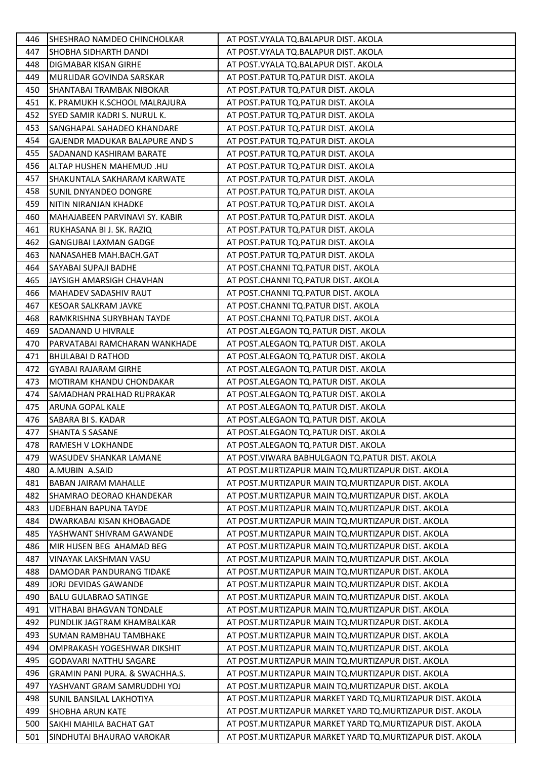| | | |
|---|---|---|
| 446 | SHESHRAO NAMDEO CHINCHOLKAR | AT POST.VYALA TQ.BALAPUR DIST. AKOLA |
| 447 | SHOBHA SIDHARTH DANDI | AT POST.VYALA TQ.BALAPUR DIST. AKOLA |
| 448 | DIGMABAR KISAN GIRHE | AT POST.VYALA TQ.BALAPUR DIST. AKOLA |
| 449 | MURLIDAR GOVINDA SARSKAR | AT POST.PATUR TQ.PATUR DIST. AKOLA |
| 450 | SHANTABAI TRAMBAK NIBOKAR | AT POST.PATUR TQ.PATUR DIST. AKOLA |
| 451 | K. PRAMUKH K.SCHOOL MALRAJURA | AT POST.PATUR TQ.PATUR DIST. AKOLA |
| 452 | SYED SAMIR KADRI S. NURUL K. | AT POST.PATUR TQ.PATUR DIST. AKOLA |
| 453 | SANGHAPAL SAHADEO KHANDARE | AT POST.PATUR TQ.PATUR DIST. AKOLA |
| 454 | GAJENDR MADUKAR BALAPURE AND S | AT POST.PATUR TQ.PATUR DIST. AKOLA |
| 455 | SADANAND KASHIRAM BARATE | AT POST.PATUR TQ.PATUR DIST. AKOLA |
| 456 | ALTAP HUSHEN MAHEMUD .HU | AT POST.PATUR TQ.PATUR DIST. AKOLA |
| 457 | SHAKUNTALA SAKHARAM KARWATE | AT POST.PATUR TQ.PATUR DIST. AKOLA |
| 458 | SUNIL DNYANDEO DONGRE | AT POST.PATUR TQ.PATUR DIST. AKOLA |
| 459 | NITIN NIRANJAN KHADKE | AT POST.PATUR TQ.PATUR DIST. AKOLA |
| 460 | MAHAJABEEN PARVINAVI SY. KABIR | AT POST.PATUR TQ.PATUR DIST. AKOLA |
| 461 | RUKHASANA BI J. SK. RAZIQ | AT POST.PATUR TQ.PATUR DIST. AKOLA |
| 462 | GANGUBAI LAXMAN GADGE | AT POST.PATUR TQ.PATUR DIST. AKOLA |
| 463 | NANASAHEB MAH.BACH.GAT | AT POST.PATUR TQ.PATUR DIST. AKOLA |
| 464 | SAYABAI SUPAJI BADHE | AT POST.CHANNI TQ.PATUR DIST. AKOLA |
| 465 | JAYSIGH AMARSIGH CHAVHAN | AT POST.CHANNI TQ.PATUR DIST. AKOLA |
| 466 | MAHADEV SADASHIV RAUT | AT POST.CHANNI TQ.PATUR DIST. AKOLA |
| 467 | KESOAR SALKRAM JAVKE | AT POST.CHANNI TQ.PATUR DIST. AKOLA |
| 468 | RAMKRISHNA SURYBHAN TAYDE | AT POST.CHANNI TQ.PATUR DIST. AKOLA |
| 469 | SADANAND U HIVRALE | AT POST.ALEGAON TQ.PATUR DIST. AKOLA |
| 470 | PARVATABAI RAMCHARAN WANKHADE | AT POST.ALEGAON TQ.PATUR DIST. AKOLA |
| 471 | BHULABAI D RATHOD | AT POST.ALEGAON TQ.PATUR DIST. AKOLA |
| 472 | GYABAI RAJARAM GIRHE | AT POST.ALEGAON TQ.PATUR DIST. AKOLA |
| 473 | MOTIRAM KHANDU CHONDAKAR | AT POST.ALEGAON TQ.PATUR DIST. AKOLA |
| 474 | SAMADHAN PRALHAD RUPRAKAR | AT POST.ALEGAON TQ.PATUR DIST. AKOLA |
| 475 | ARUNA GOPAL KALE | AT POST.ALEGAON TQ.PATUR DIST. AKOLA |
| 476 | SABARA BI S. KADAR | AT POST.ALEGAON TQ.PATUR DIST. AKOLA |
| 477 | SHANTA S SASANE | AT POST.ALEGAON TQ.PATUR DIST. AKOLA |
| 478 | RAMESH V LOKHANDE | AT POST.ALEGAON TQ.PATUR DIST. AKOLA |
| 479 | WASUDEV SHANKAR LAMANE | AT POST.VIWARA BABHULGAON TQ.PATUR DIST. AKOLA |
| 480 | A.MUBIN A.SAID | AT POST.MURTIZAPUR MAIN TQ.MURTIZAPUR DIST. AKOLA |
| 481 | BABAN JAIRAM MAHALLE | AT POST.MURTIZAPUR MAIN TQ.MURTIZAPUR DIST. AKOLA |
| 482 | SHAMRAO DEORAO KHANDEKAR | AT POST.MURTIZAPUR MAIN TQ.MURTIZAPUR DIST. AKOLA |
| 483 | UDEBHAN BAPUNA TAYDE | AT POST.MURTIZAPUR MAIN TQ.MURTIZAPUR DIST. AKOLA |
| 484 | DWARKABAI KISAN KHOBAGADE | AT POST.MURTIZAPUR MAIN TQ.MURTIZAPUR DIST. AKOLA |
| 485 | YASHWANT SHIVRAM GAWANDE | AT POST.MURTIZAPUR MAIN TQ.MURTIZAPUR DIST. AKOLA |
| 486 | MIR HUSEN BEG AHAMAD BEG | AT POST.MURTIZAPUR MAIN TQ.MURTIZAPUR DIST. AKOLA |
| 487 | VINAYAK LAKSHMAN VASU | AT POST.MURTIZAPUR MAIN TQ.MURTIZAPUR DIST. AKOLA |
| 488 | DAMODAR PANDURANG TIDAKE | AT POST.MURTIZAPUR MAIN TQ.MURTIZAPUR DIST. AKOLA |
| 489 | JORJ DEVIDAS GAWANDE | AT POST.MURTIZAPUR MAIN TQ.MURTIZAPUR DIST. AKOLA |
| 490 | BALU GULABRAO SATINGE | AT POST.MURTIZAPUR MAIN TQ.MURTIZAPUR DIST. AKOLA |
| 491 | VITHABAI BHAGVAN TONDALE | AT POST.MURTIZAPUR MAIN TQ.MURTIZAPUR DIST. AKOLA |
| 492 | PUNDLIK JAGTRAM KHAMBALKAR | AT POST.MURTIZAPUR MAIN TQ.MURTIZAPUR DIST. AKOLA |
| 493 | SUMAN RAMBHAU TAMBHAKE | AT POST.MURTIZAPUR MAIN TQ.MURTIZAPUR DIST. AKOLA |
| 494 | OMPRAKASH YOGESHWAR DIKSHIT | AT POST.MURTIZAPUR MAIN TQ.MURTIZAPUR DIST. AKOLA |
| 495 | GODAVARI NATTHU SAGARE | AT POST.MURTIZAPUR MAIN TQ.MURTIZAPUR DIST. AKOLA |
| 496 | GRAMIN PANI PURA. & SWACHHA.S. | AT POST.MURTIZAPUR MAIN TQ.MURTIZAPUR DIST. AKOLA |
| 497 | YASHVANT GRAM SAMRUDDHI YOJ | AT POST.MURTIZAPUR MAIN TQ.MURTIZAPUR DIST. AKOLA |
| 498 | SUNIL BANSILAL LAKHOTIYA | AT POST.MURTIZAPUR MARKET YARD TQ.MURTIZAPUR DIST. AKOLA |
| 499 | SHOBHA ARUN KATE | AT POST.MURTIZAPUR MARKET YARD TQ.MURTIZAPUR DIST. AKOLA |
| 500 | SAKHI MAHILA BACHAT GAT | AT POST.MURTIZAPUR MARKET YARD TQ.MURTIZAPUR DIST. AKOLA |
| 501 | SINDHUTAI BHAURAO VAROKAR | AT POST.MURTIZAPUR MARKET YARD TQ.MURTIZAPUR DIST. AKOLA |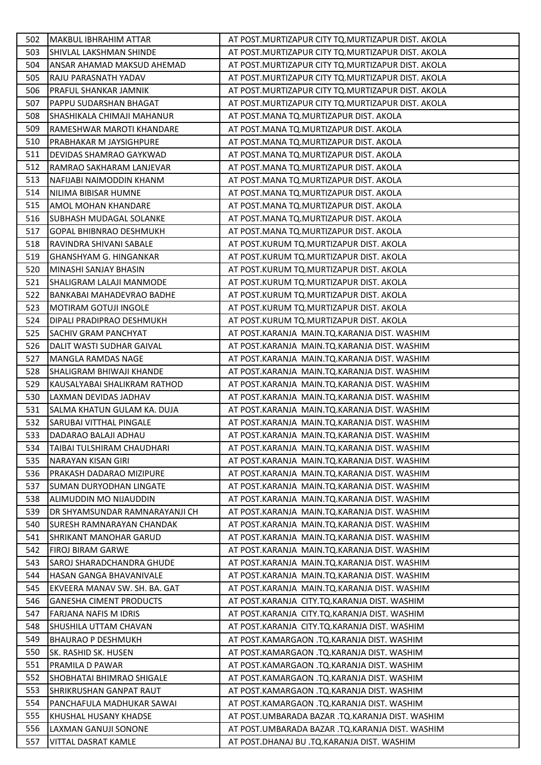| | | |
|---|---|---|
| 502 | MAKBUL IBHRAHIM ATTAR | AT POST.MURTIZAPUR CITY TQ.MURTIZAPUR DIST. AKOLA |
| 503 | SHIVLAL LAKSHMAN SHINDE | AT POST.MURTIZAPUR CITY TQ.MURTIZAPUR DIST. AKOLA |
| 504 | ANSAR AHAMAD MAKSUD AHEMAD | AT POST.MURTIZAPUR CITY TQ.MURTIZAPUR DIST. AKOLA |
| 505 | RAJU PARASNATH YADAV | AT POST.MURTIZAPUR CITY TQ.MURTIZAPUR DIST. AKOLA |
| 506 | PRAFUL SHANKAR JAMNIK | AT POST.MURTIZAPUR CITY TQ.MURTIZAPUR DIST. AKOLA |
| 507 | PAPPU SUDARSHAN BHAGAT | AT POST.MURTIZAPUR CITY TQ.MURTIZAPUR DIST. AKOLA |
| 508 | SHASHIKALA CHIMAJI MAHANUR | AT POST.MANA TQ.MURTIZAPUR DIST. AKOLA |
| 509 | RAMESHWAR MAROTI KHANDARE | AT POST.MANA TQ.MURTIZAPUR DIST. AKOLA |
| 510 | PRABHAKAR M JAYSIGHPURE | AT POST.MANA TQ.MURTIZAPUR DIST. AKOLA |
| 511 | DEVIDAS SHAMRAO GAYKWAD | AT POST.MANA TQ.MURTIZAPUR DIST. AKOLA |
| 512 | RAMRAO SAKHARAM LANJEVAR | AT POST.MANA TQ.MURTIZAPUR DIST. AKOLA |
| 513 | NAFIJABI NAIMODDIN KHANM | AT POST.MANA TQ.MURTIZAPUR DIST. AKOLA |
| 514 | NILIMA BIBISAR HUMNE | AT POST.MANA TQ.MURTIZAPUR DIST. AKOLA |
| 515 | AMOL MOHAN KHANDARE | AT POST.MANA TQ.MURTIZAPUR DIST. AKOLA |
| 516 | SUBHASH MUDAGAL SOLANKE | AT POST.MANA TQ.MURTIZAPUR DIST. AKOLA |
| 517 | GOPAL BHIBNRAO DESHMUKH | AT POST.MANA TQ.MURTIZAPUR DIST. AKOLA |
| 518 | RAVINDRA SHIVANI SABALE | AT POST.KURUM TQ.MURTIZAPUR DIST. AKOLA |
| 519 | GHANSHYAM G. HINGANKAR | AT POST.KURUM TQ.MURTIZAPUR DIST. AKOLA |
| 520 | MINASHI SANJAY BHASIN | AT POST.KURUM TQ.MURTIZAPUR DIST. AKOLA |
| 521 | SHALIGRAM LALAJI MANMODE | AT POST.KURUM TQ.MURTIZAPUR DIST. AKOLA |
| 522 | BANKABAI MAHADEVRAO BADHE | AT POST.KURUM TQ.MURTIZAPUR DIST. AKOLA |
| 523 | MOTIRAM GOTUJI INGOLE | AT POST.KURUM TQ.MURTIZAPUR DIST. AKOLA |
| 524 | DIPALI PRADIPRAO DESHMUKH | AT POST.KURUM TQ.MURTIZAPUR DIST. AKOLA |
| 525 | SACHIV GRAM PANCHYAT | AT POST.KARANJA MAIN.TQ.KARANJA DIST. WASHIM |
| 526 | DALIT WASTI SUDHAR GAIVAL | AT POST.KARANJA MAIN.TQ.KARANJA DIST. WASHIM |
| 527 | MANGLA RAMDAS NAGE | AT POST.KARANJA MAIN.TQ.KARANJA DIST. WASHIM |
| 528 | SHALIGRAM BHIWAJI KHANDE | AT POST.KARANJA MAIN.TQ.KARANJA DIST. WASHIM |
| 529 | KAUSALYABAI SHALIKRAM RATHOD | AT POST.KARANJA MAIN.TQ.KARANJA DIST. WASHIM |
| 530 | LAXMAN DEVIDAS JADHAV | AT POST.KARANJA MAIN.TQ.KARANJA DIST. WASHIM |
| 531 | SALMA KHATUN GULAM KA. DUJA | AT POST.KARANJA MAIN.TQ.KARANJA DIST. WASHIM |
| 532 | SARUBAI VITTHAL PINGALE | AT POST.KARANJA MAIN.TQ.KARANJA DIST. WASHIM |
| 533 | DADARAO BALAJI ADHAU | AT POST.KARANJA MAIN.TQ.KARANJA DIST. WASHIM |
| 534 | TAIBAI TULSHIRAM CHAUDHARI | AT POST.KARANJA MAIN.TQ.KARANJA DIST. WASHIM |
| 535 | NARAYAN KISAN GIRI | AT POST.KARANJA MAIN.TQ.KARANJA DIST. WASHIM |
| 536 | PRAKASH DADARAO MIZIPURE | AT POST.KARANJA MAIN.TQ.KARANJA DIST. WASHIM |
| 537 | SUMAN DURYODHAN LINGATE | AT POST.KARANJA MAIN.TQ.KARANJA DIST. WASHIM |
| 538 | ALIMUDDIN MO NIJAUDDIN | AT POST.KARANJA MAIN.TQ.KARANJA DIST. WASHIM |
| 539 | DR SHYAMSUNDAR RAMNARAYANJI CH | AT POST.KARANJA MAIN.TQ.KARANJA DIST. WASHIM |
| 540 | SURESH RAMNARAYAN CHANDAK | AT POST.KARANJA MAIN.TQ.KARANJA DIST. WASHIM |
| 541 | SHRIKANT MANOHAR GARUD | AT POST.KARANJA MAIN.TQ.KARANJA DIST. WASHIM |
| 542 | FIROJ BIRAM GARWE | AT POST.KARANJA MAIN.TQ.KARANJA DIST. WASHIM |
| 543 | SAROJ SHARADCHANDRA GHUDE | AT POST.KARANJA MAIN.TQ.KARANJA DIST. WASHIM |
| 544 | HASAN GANGA BHAVANIVALE | AT POST.KARANJA MAIN.TQ.KARANJA DIST. WASHIM |
| 545 | EKVEERA MANAV SW. SH. BA. GAT | AT POST.KARANJA MAIN.TQ.KARANJA DIST. WASHIM |
| 546 | GANESHA CIMENT PRODUCTS | AT POST.KARANJA CITY.TQ.KARANJA DIST. WASHIM |
| 547 | FARJANA NAFIS M IDRIS | AT POST.KARANJA CITY.TQ.KARANJA DIST. WASHIM |
| 548 | SHUSHILA UTTAM CHAVAN | AT POST.KARANJA CITY.TQ.KARANJA DIST. WASHIM |
| 549 | BHAURAO P DESHMUKH | AT POST.KAMARGAON .TQ.KARANJA DIST. WASHIM |
| 550 | SK. RASHID SK. HUSEN | AT POST.KAMARGAON .TQ.KARANJA DIST. WASHIM |
| 551 | PRAMILA D PAWAR | AT POST.KAMARGAON .TQ.KARANJA DIST. WASHIM |
| 552 | SHOBHATAI BHIMRAO SHIGALE | AT POST.KAMARGAON .TQ.KARANJA DIST. WASHIM |
| 553 | SHRIKRUSHAN GANPAT RAUT | AT POST.KAMARGAON .TQ.KARANJA DIST. WASHIM |
| 554 | PANCHAFULA MADHUKAR SAWAI | AT POST.KAMARGAON .TQ.KARANJA DIST. WASHIM |
| 555 | KHUSHAL HUSANY KHADSE | AT POST.UMBARADA BAZAR .TQ.KARANJA DIST. WASHIM |
| 556 | LAXMAN GANUJI SONONE | AT POST.UMBARADA BAZAR .TQ.KARANJA DIST. WASHIM |
| 557 | VITTAL DASRAT KAMLE | AT POST.DHANAJ BU .TQ.KARANJA DIST. WASHIM |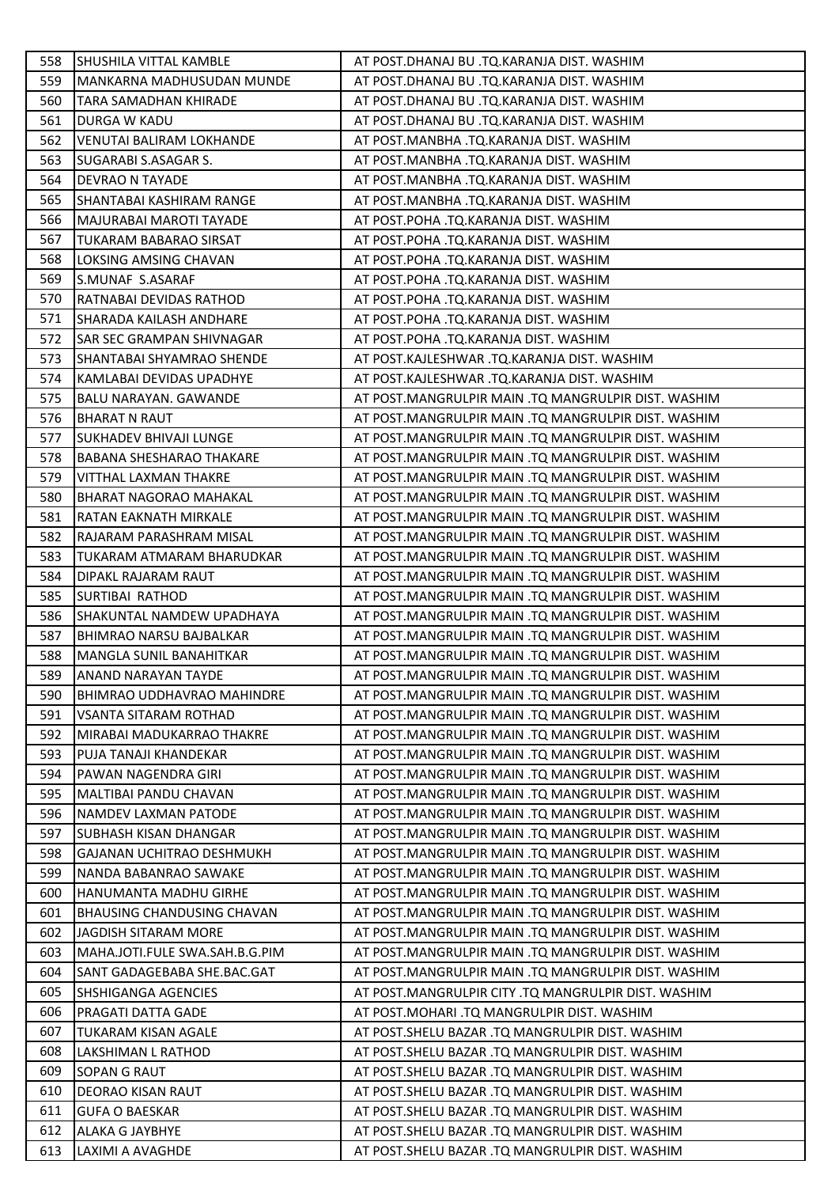| 558 | SHUSHILA VITTAL KAMBLE | AT POST.DHANAJ BU .TQ.KARANJA DIST. WASHIM |
|---|---|---|
| 559 | MANKARNA MADHUSUDAN MUNDE | AT POST.DHANAJ BU .TQ.KARANJA DIST. WASHIM |
| 560 | TARA SAMADHAN KHIRADE | AT POST.DHANAJ BU .TQ.KARANJA DIST. WASHIM |
| 561 | DURGA W KADU | AT POST.DHANAJ BU .TQ.KARANJA DIST. WASHIM |
| 562 | VENUTAI BALIRAM LOKHANDE | AT POST.MANBHA .TQ.KARANJA DIST. WASHIM |
| 563 | SUGARABI S.ASAGAR S. | AT POST.MANBHA .TQ.KARANJA DIST. WASHIM |
| 564 | DEVRAO N TAYADE | AT POST.MANBHA .TQ.KARANJA DIST. WASHIM |
| 565 | SHANTABAI KASHIRAM RANGE | AT POST.MANBHA .TQ.KARANJA DIST. WASHIM |
| 566 | MAJURABAI MAROTI TAYADE | AT POST.POHA .TQ.KARANJA DIST. WASHIM |
| 567 | TUKARAM BABARAO SIRSAT | AT POST.POHA .TQ.KARANJA DIST. WASHIM |
| 568 | LOKSING AMSING CHAVAN | AT POST.POHA .TQ.KARANJA DIST. WASHIM |
| 569 | S.MUNAF S.ASARAF | AT POST.POHA .TQ.KARANJA DIST. WASHIM |
| 570 | RATNABAI DEVIDAS RATHOD | AT POST.POHA .TQ.KARANJA DIST. WASHIM |
| 571 | SHARADA KAILASH ANDHARE | AT POST.POHA .TQ.KARANJA DIST. WASHIM |
| 572 | SAR SEC GRAMPAN SHIVNAGAR | AT POST.POHA .TQ.KARANJA DIST. WASHIM |
| 573 | SHANTABAI SHYAMRAO SHENDE | AT POST.KAJLESHWAR .TQ.KARANJA DIST. WASHIM |
| 574 | KAMLABAI DEVIDAS UPADHYE | AT POST.KAJLESHWAR .TQ.KARANJA DIST. WASHIM |
| 575 | BALU NARAYAN. GAWANDE | AT POST.MANGRULPIR MAIN .TQ MANGRULPIR DIST. WASHIM |
| 576 | BHARAT N RAUT | AT POST.MANGRULPIR MAIN .TQ MANGRULPIR DIST. WASHIM |
| 577 | SUKHADEV BHIVAJI LUNGE | AT POST.MANGRULPIR MAIN .TQ MANGRULPIR DIST. WASHIM |
| 578 | BABANA SHESHARAO THAKARE | AT POST.MANGRULPIR MAIN .TQ MANGRULPIR DIST. WASHIM |
| 579 | VITTHAL LAXMAN THAKRE | AT POST.MANGRULPIR MAIN .TQ MANGRULPIR DIST. WASHIM |
| 580 | BHARAT NAGORAO MAHAKAL | AT POST.MANGRULPIR MAIN .TQ MANGRULPIR DIST. WASHIM |
| 581 | RATAN EAKNATH MIRKALE | AT POST.MANGRULPIR MAIN .TQ MANGRULPIR DIST. WASHIM |
| 582 | RAJARAM PARASHRAM MISAL | AT POST.MANGRULPIR MAIN .TQ MANGRULPIR DIST. WASHIM |
| 583 | TUKARAM ATMARAM BHARUDKAR | AT POST.MANGRULPIR MAIN .TQ MANGRULPIR DIST. WASHIM |
| 584 | DIPAKL RAJARAM RAUT | AT POST.MANGRULPIR MAIN .TQ MANGRULPIR DIST. WASHIM |
| 585 | SURTIBAI RATHOD | AT POST.MANGRULPIR MAIN .TQ MANGRULPIR DIST. WASHIM |
| 586 | SHAKUNTAL NAMDEW UPADHAYA | AT POST.MANGRULPIR MAIN .TQ MANGRULPIR DIST. WASHIM |
| 587 | BHIMRAO NARSU BAJBALKAR | AT POST.MANGRULPIR MAIN .TQ MANGRULPIR DIST. WASHIM |
| 588 | MANGLA SUNIL BANAHITKAR | AT POST.MANGRULPIR MAIN .TQ MANGRULPIR DIST. WASHIM |
| 589 | ANAND NARAYAN TAYDE | AT POST.MANGRULPIR MAIN .TQ MANGRULPIR DIST. WASHIM |
| 590 | BHIMRAO UDDHAVRAO MAHINDRE | AT POST.MANGRULPIR MAIN .TQ MANGRULPIR DIST. WASHIM |
| 591 | VSANTA SITARAM ROTHAD | AT POST.MANGRULPIR MAIN .TQ MANGRULPIR DIST. WASHIM |
| 592 | MIRABAI MADUKARRAO THAKRE | AT POST.MANGRULPIR MAIN .TQ MANGRULPIR DIST. WASHIM |
| 593 | PUJA TANAJI KHANDEKAR | AT POST.MANGRULPIR MAIN .TQ MANGRULPIR DIST. WASHIM |
| 594 | PAWAN NAGENDRA GIRI | AT POST.MANGRULPIR MAIN .TQ MANGRULPIR DIST. WASHIM |
| 595 | MALTIBAI PANDU CHAVAN | AT POST.MANGRULPIR MAIN .TQ MANGRULPIR DIST. WASHIM |
| 596 | NAMDEV LAXMAN PATODE | AT POST.MANGRULPIR MAIN .TQ MANGRULPIR DIST. WASHIM |
| 597 | SUBHASH KISAN DHANGAR | AT POST.MANGRULPIR MAIN .TQ MANGRULPIR DIST. WASHIM |
| 598 | GAJANAN UCHITRAO DESHMUKH | AT POST.MANGRULPIR MAIN .TQ MANGRULPIR DIST. WASHIM |
| 599 | NANDA BABANRAO SAWAKE | AT POST.MANGRULPIR MAIN .TQ MANGRULPIR DIST. WASHIM |
| 600 | HANUMANTA MADHU GIRHE | AT POST.MANGRULPIR MAIN .TQ MANGRULPIR DIST. WASHIM |
| 601 | BHAUSING CHANDUSING CHAVAN | AT POST.MANGRULPIR MAIN .TQ MANGRULPIR DIST. WASHIM |
| 602 | JAGDISH SITARAM MORE | AT POST.MANGRULPIR MAIN .TQ MANGRULPIR DIST. WASHIM |
| 603 | MAHA.JOTI.FULE SWA.SAH.B.G.PIM | AT POST.MANGRULPIR MAIN .TQ MANGRULPIR DIST. WASHIM |
| 604 | SANT GADAGEBABA SHE.BAC.GAT | AT POST.MANGRULPIR MAIN .TQ MANGRULPIR DIST. WASHIM |
| 605 | SHSHIGANGA AGENCIES | AT POST.MANGRULPIR CITY .TQ MANGRULPIR DIST. WASHIM |
| 606 | PRAGATI DATTA GADE | AT POST.MOHARI .TQ MANGRULPIR DIST. WASHIM |
| 607 | TUKARAM KISAN AGALE | AT POST.SHELU BAZAR .TQ MANGRULPIR DIST. WASHIM |
| 608 | LAKSHIMAN L RATHOD | AT POST.SHELU BAZAR .TQ MANGRULPIR DIST. WASHIM |
| 609 | SOPAN G RAUT | AT POST.SHELU BAZAR .TQ MANGRULPIR DIST. WASHIM |
| 610 | DEORAO KISAN RAUT | AT POST.SHELU BAZAR .TQ MANGRULPIR DIST. WASHIM |
| 611 | GUFA O BAESKAR | AT POST.SHELU BAZAR .TQ MANGRULPIR DIST. WASHIM |
| 612 | ALAKA G JAYBHYE | AT POST.SHELU BAZAR .TQ MANGRULPIR DIST. WASHIM |
| 613 | LAXIMI A AVAGHDE | AT POST.SHELU BAZAR .TQ MANGRULPIR DIST. WASHIM |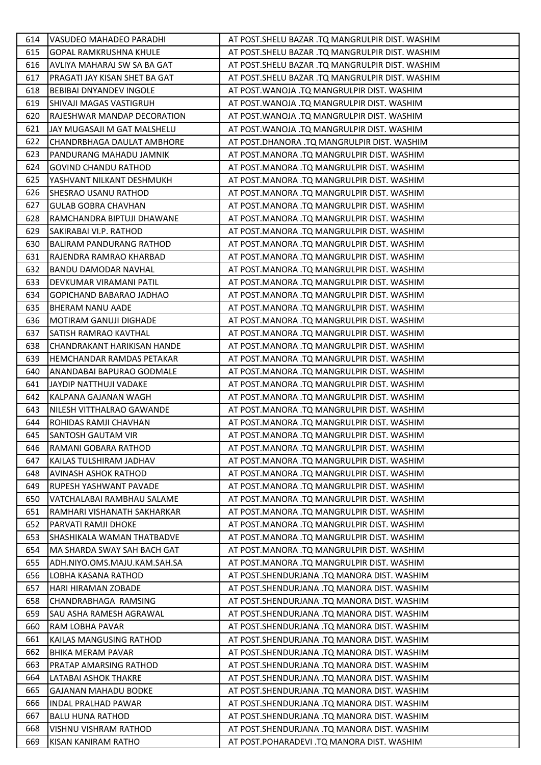| 614 | VASUDEO MAHADEO PARADHI | AT POST.SHELU BAZAR .TQ MANGRULPIR DIST. WASHIM |
|---|---|---|
| 615 | GOPAL RAMKRUSHNA KHULE | AT POST.SHELU BAZAR .TQ MANGRULPIR DIST. WASHIM |
| 616 | AVLIYA MAHARAJ SW SA BA GAT | AT POST.SHELU BAZAR .TQ MANGRULPIR DIST. WASHIM |
| 617 | PRAGATI JAY KISAN SHET BA GAT | AT POST.SHELU BAZAR .TQ MANGRULPIR DIST. WASHIM |
| 618 | BEBIBAI DNYANDEV INGOLE | AT POST.WANOJA .TQ MANGRULPIR DIST. WASHIM |
| 619 | SHIVAJI MAGAS VASTIGRUH | AT POST.WANOJA .TQ MANGRULPIR DIST. WASHIM |
| 620 | RAJESHWAR MANDAP DECORATION | AT POST.WANOJA .TQ MANGRULPIR DIST. WASHIM |
| 621 | JAY MUGASAJI M GAT MALSHELU | AT POST.WANOJA .TQ MANGRULPIR DIST. WASHIM |
| 622 | CHANDRBHAGA DAULAT AMBHORE | AT POST.DHANORA .TQ MANGRULPIR DIST. WASHIM |
| 623 | PANDURANG MAHADU JAMNIK | AT POST.MANORA .TQ MANGRULPIR DIST. WASHIM |
| 624 | GOVIND CHANDU RATHOD | AT POST.MANORA .TQ MANGRULPIR DIST. WASHIM |
| 625 | YASHVANT NILKANT DESHMUKH | AT POST.MANORA .TQ MANGRULPIR DIST. WASHIM |
| 626 | SHESRAO USANU RATHOD | AT POST.MANORA .TQ MANGRULPIR DIST. WASHIM |
| 627 | GULAB GOBRA CHAVHAN | AT POST.MANORA .TQ MANGRULPIR DIST. WASHIM |
| 628 | RAMCHANDRA BIPTUJI DHAWANE | AT POST.MANORA .TQ MANGRULPIR DIST. WASHIM |
| 629 | SAKIRABAI VI.P. RATHOD | AT POST.MANORA .TQ MANGRULPIR DIST. WASHIM |
| 630 | BALIRAM PANDURANG RATHOD | AT POST.MANORA .TQ MANGRULPIR DIST. WASHIM |
| 631 | RAJENDRA RAMRAO KHARBAD | AT POST.MANORA .TQ MANGRULPIR DIST. WASHIM |
| 632 | BANDU DAMODAR NAVHAL | AT POST.MANORA .TQ MANGRULPIR DIST. WASHIM |
| 633 | DEVKUMAR VIRAMANI PATIL | AT POST.MANORA .TQ MANGRULPIR DIST. WASHIM |
| 634 | GOPICHAND BABARAO JADHAO | AT POST.MANORA .TQ MANGRULPIR DIST. WASHIM |
| 635 | BHERAM NANU AADE | AT POST.MANORA .TQ MANGRULPIR DIST. WASHIM |
| 636 | MOTIRAM GANUJI DIGHADE | AT POST.MANORA .TQ MANGRULPIR DIST. WASHIM |
| 637 | SATISH RAMRAO KAVTHAL | AT POST.MANORA .TQ MANGRULPIR DIST. WASHIM |
| 638 | CHANDRAKANT HARIKISAN HANDE | AT POST.MANORA .TQ MANGRULPIR DIST. WASHIM |
| 639 | HEMCHANDAR RAMDAS PETAKAR | AT POST.MANORA .TQ MANGRULPIR DIST. WASHIM |
| 640 | ANANDABAI BAPURAO GODMALE | AT POST.MANORA .TQ MANGRULPIR DIST. WASHIM |
| 641 | JAYDIP NATTHUJI VADAKE | AT POST.MANORA .TQ MANGRULPIR DIST. WASHIM |
| 642 | KALPANA GAJANAN WAGH | AT POST.MANORA .TQ MANGRULPIR DIST. WASHIM |
| 643 | NILESH VITTHALRAO GAWANDE | AT POST.MANORA .TQ MANGRULPIR DIST. WASHIM |
| 644 | ROHIDAS RAMJI CHAVHAN | AT POST.MANORA .TQ MANGRULPIR DIST. WASHIM |
| 645 | SANTOSH GAUTAM VIR | AT POST.MANORA .TQ MANGRULPIR DIST. WASHIM |
| 646 | RAMANI GOBARA RATHOD | AT POST.MANORA .TQ MANGRULPIR DIST. WASHIM |
| 647 | KAILAS TULSHIRAM JADHAV | AT POST.MANORA .TQ MANGRULPIR DIST. WASHIM |
| 648 | AVINASH ASHOK RATHOD | AT POST.MANORA .TQ MANGRULPIR DIST. WASHIM |
| 649 | RUPESH YASHWANT PAVADE | AT POST.MANORA .TQ MANGRULPIR DIST. WASHIM |
| 650 | VATCHALABAI RAMBHAU SALAME | AT POST.MANORA .TQ MANGRULPIR DIST. WASHIM |
| 651 | RAMHARI VISHANATH SAKHARKAR | AT POST.MANORA .TQ MANGRULPIR DIST. WASHIM |
| 652 | PARVATI RAMJI DHOKE | AT POST.MANORA .TQ MANGRULPIR DIST. WASHIM |
| 653 | SHASHIKALA WAMAN THATBADVE | AT POST.MANORA .TQ MANGRULPIR DIST. WASHIM |
| 654 | MA SHARDA SWAY SAH BACH GAT | AT POST.MANORA .TQ MANGRULPIR DIST. WASHIM |
| 655 | ADH.NIYO.OMS.MAJU.KAM.SAH.SA | AT POST.MANORA .TQ MANGRULPIR DIST. WASHIM |
| 656 | LOBHA KASANA RATHOD | AT POST.SHENDURJANA .TQ MANORA DIST. WASHIM |
| 657 | HARI HIRAMAN ZOBADE | AT POST.SHENDURJANA .TQ MANORA DIST. WASHIM |
| 658 | CHANDRABHAGA RAMSING | AT POST.SHENDURJANA .TQ MANORA DIST. WASHIM |
| 659 | SAU ASHA RAMESH AGRAWAL | AT POST.SHENDURJANA .TQ MANORA DIST. WASHIM |
| 660 | RAM LOBHA PAVAR | AT POST.SHENDURJANA .TQ MANORA DIST. WASHIM |
| 661 | KAILAS MANGUSING RATHOD | AT POST.SHENDURJANA .TQ MANORA DIST. WASHIM |
| 662 | BHIKA MERAM PAVAR | AT POST.SHENDURJANA .TQ MANORA DIST. WASHIM |
| 663 | PRATAP AMARSING RATHOD | AT POST.SHENDURJANA .TQ MANORA DIST. WASHIM |
| 664 | LATABAI ASHOK THAKRE | AT POST.SHENDURJANA .TQ MANORA DIST. WASHIM |
| 665 | GAJANAN MAHADU BODKE | AT POST.SHENDURJANA .TQ MANORA DIST. WASHIM |
| 666 | INDAL PRALHAD PAWAR | AT POST.SHENDURJANA .TQ MANORA DIST. WASHIM |
| 667 | BALU HUNA RATHOD | AT POST.SHENDURJANA .TQ MANORA DIST. WASHIM |
| 668 | VISHNU VISHRAM RATHOD | AT POST.SHENDURJANA .TQ MANORA DIST. WASHIM |
| 669 | KISAN KANIRAM RATHO | AT POST.POHARADEVI .TQ MANORA DIST. WASHIM |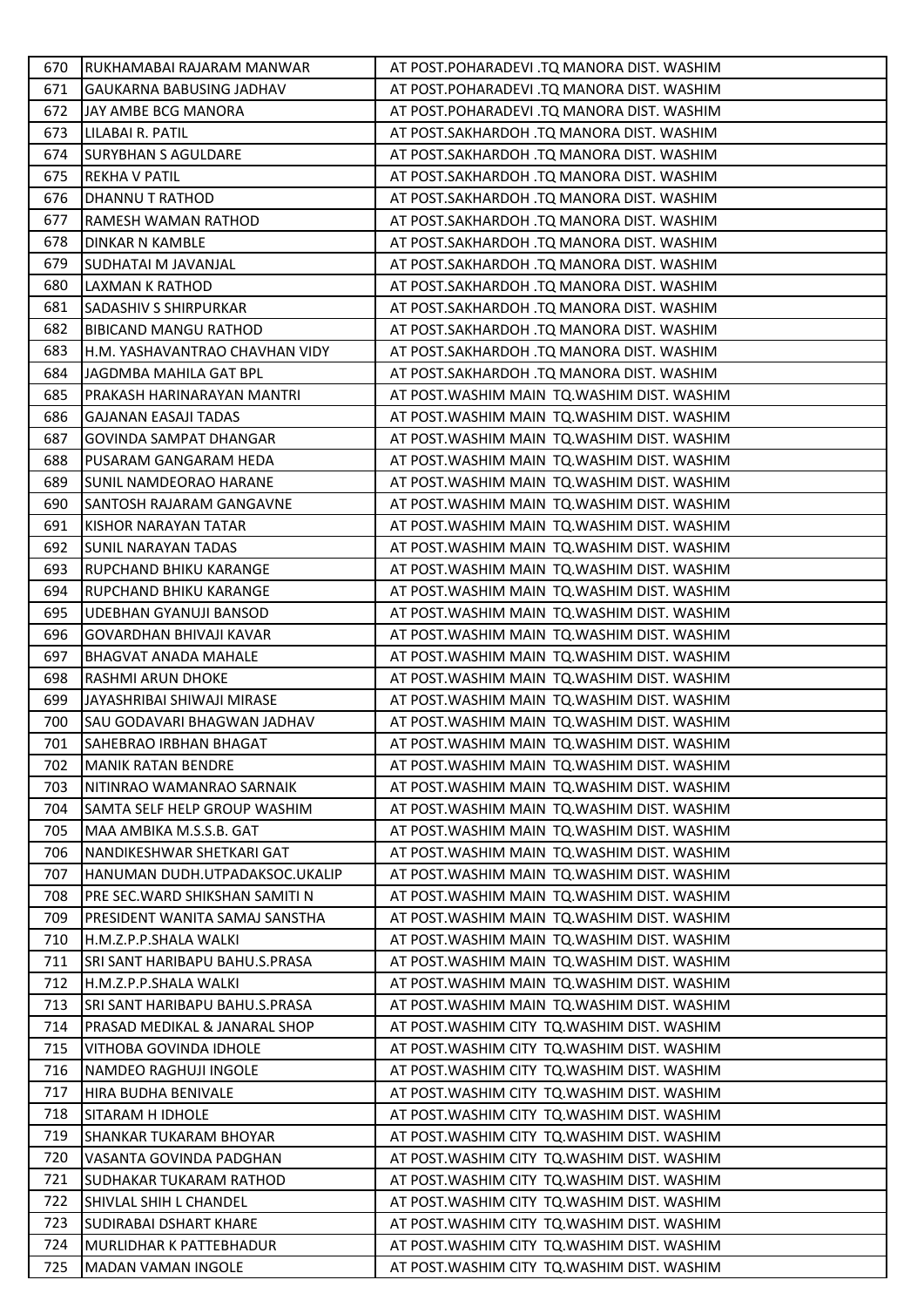| | | |
|---|---|---|
| 670 | RUKHAMABAI RAJARAM MANWAR | AT POST.POHARADEVI .TQ MANORA DIST. WASHIM |
| 671 | GAUKARNA BABUSING JADHAV | AT POST.POHARADEVI .TQ MANORA DIST. WASHIM |
| 672 | JAY AMBE BCG MANORA | AT POST.POHARADEVI .TQ MANORA DIST. WASHIM |
| 673 | LILABAI R. PATIL | AT POST.SAKHARDOH .TQ MANORA DIST. WASHIM |
| 674 | SURYBHAN S AGULDARE | AT POST.SAKHARDOH .TQ MANORA DIST. WASHIM |
| 675 | REKHA V PATIL | AT POST.SAKHARDOH .TQ MANORA DIST. WASHIM |
| 676 | DHANNU T RATHOD | AT POST.SAKHARDOH .TQ MANORA DIST. WASHIM |
| 677 | RAMESH WAMAN RATHOD | AT POST.SAKHARDOH .TQ MANORA DIST. WASHIM |
| 678 | DINKAR N KAMBLE | AT POST.SAKHARDOH .TQ MANORA DIST. WASHIM |
| 679 | SUDHATAI M JAVANJAL | AT POST.SAKHARDOH .TQ MANORA DIST. WASHIM |
| 680 | LAXMAN K RATHOD | AT POST.SAKHARDOH .TQ MANORA DIST. WASHIM |
| 681 | SADASHIV S SHIRPURKAR | AT POST.SAKHARDOH .TQ MANORA DIST. WASHIM |
| 682 | BIBICAND MANGU RATHOD | AT POST.SAKHARDOH .TQ MANORA DIST. WASHIM |
| 683 | H.M. YASHAVANTRAO CHAVHAN VIDY | AT POST.SAKHARDOH .TQ MANORA DIST. WASHIM |
| 684 | JAGDMBA MAHILA GAT BPL | AT POST.SAKHARDOH .TQ MANORA DIST. WASHIM |
| 685 | PRAKASH HARINARAYAN MANTRI | AT POST.WASHIM MAIN TQ.WASHIM DIST. WASHIM |
| 686 | GAJANAN EASAJI TADAS | AT POST.WASHIM MAIN TQ.WASHIM DIST. WASHIM |
| 687 | GOVINDA SAMPAT DHANGAR | AT POST.WASHIM MAIN TQ.WASHIM DIST. WASHIM |
| 688 | PUSARAM GANGARAM HEDA | AT POST.WASHIM MAIN TQ.WASHIM DIST. WASHIM |
| 689 | SUNIL NAMDEORAO HARANE | AT POST.WASHIM MAIN TQ.WASHIM DIST. WASHIM |
| 690 | SANTOSH RAJARAM GANGAVNE | AT POST.WASHIM MAIN TQ.WASHIM DIST. WASHIM |
| 691 | KISHOR NARAYAN TATAR | AT POST.WASHIM MAIN TQ.WASHIM DIST. WASHIM |
| 692 | SUNIL NARAYAN TADAS | AT POST.WASHIM MAIN TQ.WASHIM DIST. WASHIM |
| 693 | RUPCHAND BHIKU KARANGE | AT POST.WASHIM MAIN TQ.WASHIM DIST. WASHIM |
| 694 | RUPCHAND BHIKU KARANGE | AT POST.WASHIM MAIN TQ.WASHIM DIST. WASHIM |
| 695 | UDEBHAN GYANUJI BANSOD | AT POST.WASHIM MAIN TQ.WASHIM DIST. WASHIM |
| 696 | GOVARDHAN BHIVAJI KAVAR | AT POST.WASHIM MAIN TQ.WASHIM DIST. WASHIM |
| 697 | BHAGVAT ANADA MAHALE | AT POST.WASHIM MAIN TQ.WASHIM DIST. WASHIM |
| 698 | RASHMI ARUN DHOKE | AT POST.WASHIM MAIN TQ.WASHIM DIST. WASHIM |
| 699 | JAYASHRIBAI SHIWAJI MIRASE | AT POST.WASHIM MAIN TQ.WASHIM DIST. WASHIM |
| 700 | SAU GODAVARI BHAGWAN JADHAV | AT POST.WASHIM MAIN TQ.WASHIM DIST. WASHIM |
| 701 | SAHEBRAO IRBHAN BHAGAT | AT POST.WASHIM MAIN TQ.WASHIM DIST. WASHIM |
| 702 | MANIK RATAN BENDRE | AT POST.WASHIM MAIN TQ.WASHIM DIST. WASHIM |
| 703 | NITINRAO WAMANRAO SARNAIK | AT POST.WASHIM MAIN TQ.WASHIM DIST. WASHIM |
| 704 | SAMTA SELF HELP GROUP WASHIM | AT POST.WASHIM MAIN TQ.WASHIM DIST. WASHIM |
| 705 | MAA AMBIKA M.S.S.B. GAT | AT POST.WASHIM MAIN TQ.WASHIM DIST. WASHIM |
| 706 | NANDIKESHWAR SHETKARI GAT | AT POST.WASHIM MAIN TQ.WASHIM DIST. WASHIM |
| 707 | HANUMAN DUDH.UTPADAKSOC.UKALIP | AT POST.WASHIM MAIN TQ.WASHIM DIST. WASHIM |
| 708 | PRE SEC.WARD SHIKSHAN SAMITI N | AT POST.WASHIM MAIN TQ.WASHIM DIST. WASHIM |
| 709 | PRESIDENT WANITA SAMAJ SANSTHA | AT POST.WASHIM MAIN TQ.WASHIM DIST. WASHIM |
| 710 | H.M.Z.P.P.SHALA WALKI | AT POST.WASHIM MAIN TQ.WASHIM DIST. WASHIM |
| 711 | SRI SANT HARIBAPU BAHU.S.PRASA | AT POST.WASHIM MAIN TQ.WASHIM DIST. WASHIM |
| 712 | H.M.Z.P.P.SHALA WALKI | AT POST.WASHIM MAIN TQ.WASHIM DIST. WASHIM |
| 713 | SRI SANT HARIBAPU BAHU.S.PRASA | AT POST.WASHIM MAIN TQ.WASHIM DIST. WASHIM |
| 714 | PRASAD MEDIKAL & JANARAL SHOP | AT POST.WASHIM CITY TQ.WASHIM DIST. WASHIM |
| 715 | VITHOBA GOVINDA IDHOLE | AT POST.WASHIM CITY TQ.WASHIM DIST. WASHIM |
| 716 | NAMDEO RAGHUJI INGOLE | AT POST.WASHIM CITY TQ.WASHIM DIST. WASHIM |
| 717 | HIRA BUDHA BENIVALE | AT POST.WASHIM CITY TQ.WASHIM DIST. WASHIM |
| 718 | SITARAM H IDHOLE | AT POST.WASHIM CITY TQ.WASHIM DIST. WASHIM |
| 719 | SHANKAR TUKARAM BHOYAR | AT POST.WASHIM CITY TQ.WASHIM DIST. WASHIM |
| 720 | VASANTA GOVINDA PADGHAN | AT POST.WASHIM CITY TQ.WASHIM DIST. WASHIM |
| 721 | SUDHAKAR TUKARAM RATHOD | AT POST.WASHIM CITY TQ.WASHIM DIST. WASHIM |
| 722 | SHIVLAL SHIH L CHANDEL | AT POST.WASHIM CITY TQ.WASHIM DIST. WASHIM |
| 723 | SUDIRABAI DSHART KHARE | AT POST.WASHIM CITY TQ.WASHIM DIST. WASHIM |
| 724 | MURLIDHAR K PATTEBHADUR | AT POST.WASHIM CITY TQ.WASHIM DIST. WASHIM |
| 725 | MADAN VAMAN INGOLE | AT POST.WASHIM CITY TQ.WASHIM DIST. WASHIM |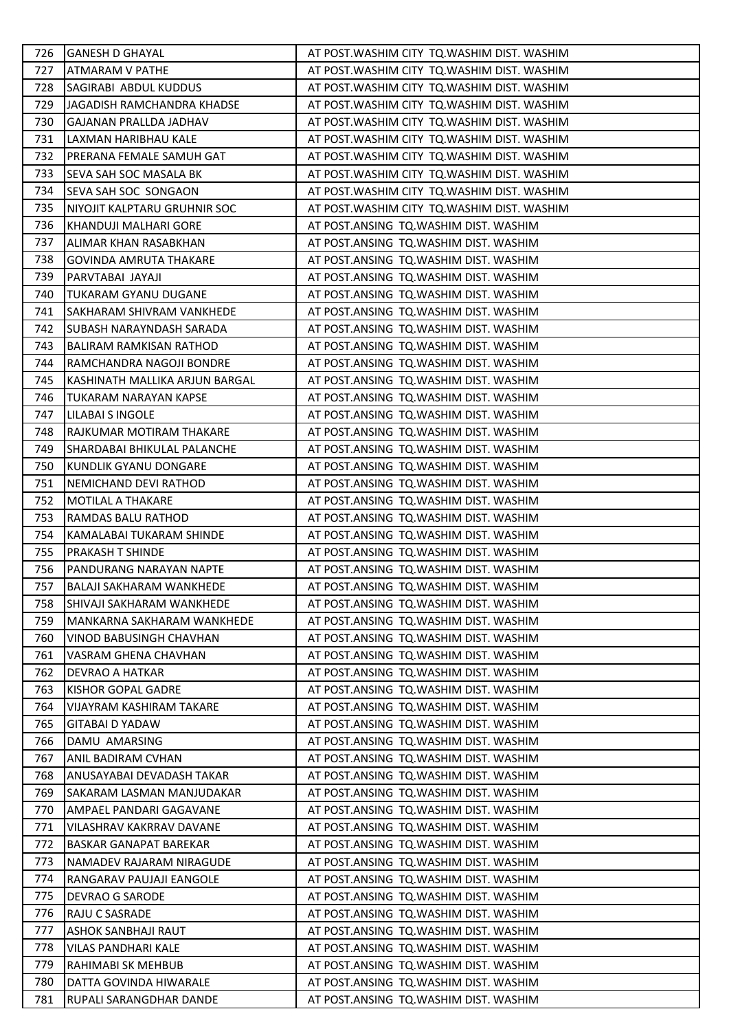| 726 | GANESH D GHAYAL | AT POST.WASHIM CITY TQ.WASHIM DIST. WASHIM |
|---|---|---|
| 727 | ATMARAM V PATHE | AT POST.WASHIM CITY TQ.WASHIM DIST. WASHIM |
| 728 | SAGIRABI ABDUL KUDDUS | AT POST.WASHIM CITY TQ.WASHIM DIST. WASHIM |
| 729 | JAGADISH RAMCHANDRA KHADSE | AT POST.WASHIM CITY TQ.WASHIM DIST. WASHIM |
| 730 | GAJANAN PRALLDA JADHAV | AT POST.WASHIM CITY TQ.WASHIM DIST. WASHIM |
| 731 | LAXMAN HARIBHAU KALE | AT POST.WASHIM CITY TQ.WASHIM DIST. WASHIM |
| 732 | PRERANA FEMALE SAMUH GAT | AT POST.WASHIM CITY TQ.WASHIM DIST. WASHIM |
| 733 | SEVA SAH SOC MASALA BK | AT POST.WASHIM CITY TQ.WASHIM DIST. WASHIM |
| 734 | SEVA SAH SOC SONGAON | AT POST.WASHIM CITY TQ.WASHIM DIST. WASHIM |
| 735 | NIYOJIT KALPTARU GRUHNIR SOC | AT POST.WASHIM CITY TQ.WASHIM DIST. WASHIM |
| 736 | KHANDUJI MALHARI GORE | AT POST.ANSING TQ.WASHIM DIST. WASHIM |
| 737 | ALIMAR KHAN RASABKHAN | AT POST.ANSING TQ.WASHIM DIST. WASHIM |
| 738 | GOVINDA AMRUTA THAKARE | AT POST.ANSING TQ.WASHIM DIST. WASHIM |
| 739 | PARVTABAI JAYAJI | AT POST.ANSING TQ.WASHIM DIST. WASHIM |
| 740 | TUKARAM GYANU DUGANE | AT POST.ANSING TQ.WASHIM DIST. WASHIM |
| 741 | SAKHARAM SHIVRAM VANKHEDE | AT POST.ANSING TQ.WASHIM DIST. WASHIM |
| 742 | SUBASH NARAYNDASH SARADA | AT POST.ANSING TQ.WASHIM DIST. WASHIM |
| 743 | BALIRAM RAMKISAN RATHOD | AT POST.ANSING TQ.WASHIM DIST. WASHIM |
| 744 | RAMCHANDRA NAGOJI BONDRE | AT POST.ANSING TQ.WASHIM DIST. WASHIM |
| 745 | KASHINATH MALLIKA ARJUN BARGAL | AT POST.ANSING TQ.WASHIM DIST. WASHIM |
| 746 | TUKARAM NARAYAN KAPSE | AT POST.ANSING TQ.WASHIM DIST. WASHIM |
| 747 | LILABAI S INGOLE | AT POST.ANSING TQ.WASHIM DIST. WASHIM |
| 748 | RAJKUMAR MOTIRAM THAKARE | AT POST.ANSING TQ.WASHIM DIST. WASHIM |
| 749 | SHARDABAI BHIKULAL PALANCHE | AT POST.ANSING TQ.WASHIM DIST. WASHIM |
| 750 | KUNDLIK GYANU DONGARE | AT POST.ANSING TQ.WASHIM DIST. WASHIM |
| 751 | NEMICHAND DEVI RATHOD | AT POST.ANSING TQ.WASHIM DIST. WASHIM |
| 752 | MOTILAL A THAKARE | AT POST.ANSING TQ.WASHIM DIST. WASHIM |
| 753 | RAMDAS BALU RATHOD | AT POST.ANSING TQ.WASHIM DIST. WASHIM |
| 754 | KAMALABAI TUKARAM SHINDE | AT POST.ANSING TQ.WASHIM DIST. WASHIM |
| 755 | PRAKASH T SHINDE | AT POST.ANSING TQ.WASHIM DIST. WASHIM |
| 756 | PANDURANG NARAYAN NAPTE | AT POST.ANSING TQ.WASHIM DIST. WASHIM |
| 757 | BALAJI SAKHARAM WANKHEDE | AT POST.ANSING TQ.WASHIM DIST. WASHIM |
| 758 | SHIVAJI SAKHARAM WANKHEDE | AT POST.ANSING TQ.WASHIM DIST. WASHIM |
| 759 | MANKARNA SAKHARAM WANKHEDE | AT POST.ANSING TQ.WASHIM DIST. WASHIM |
| 760 | VINOD BABUSINGH CHAVHAN | AT POST.ANSING TQ.WASHIM DIST. WASHIM |
| 761 | VASRAM GHENA CHAVHAN | AT POST.ANSING TQ.WASHIM DIST. WASHIM |
| 762 | DEVRAO A HATKAR | AT POST.ANSING TQ.WASHIM DIST. WASHIM |
| 763 | KISHOR GOPAL GADRE | AT POST.ANSING TQ.WASHIM DIST. WASHIM |
| 764 | VIJAYRAM KASHIRAM TAKARE | AT POST.ANSING TQ.WASHIM DIST. WASHIM |
| 765 | GITABAI D YADAW | AT POST.ANSING TQ.WASHIM DIST. WASHIM |
| 766 | DAMU AMARSING | AT POST.ANSING TQ.WASHIM DIST. WASHIM |
| 767 | ANIL BADIRAM CVHAN | AT POST.ANSING TQ.WASHIM DIST. WASHIM |
| 768 | ANUSAYABAI DEVADASH TAKAR | AT POST.ANSING TQ.WASHIM DIST. WASHIM |
| 769 | SAKARAM LASMAN MANJUDAKAR | AT POST.ANSING TQ.WASHIM DIST. WASHIM |
| 770 | AMPAEL PANDARI GAGAVANE | AT POST.ANSING TQ.WASHIM DIST. WASHIM |
| 771 | VILASHRAV KAKRRAV DAVANE | AT POST.ANSING TQ.WASHIM DIST. WASHIM |
| 772 | BASKAR GANAPAT BAREKAR | AT POST.ANSING TQ.WASHIM DIST. WASHIM |
| 773 | NAMADEV RAJARAM NIRAGUDE | AT POST.ANSING TQ.WASHIM DIST. WASHIM |
| 774 | RANGARAV PAUJAJI EANGOLE | AT POST.ANSING TQ.WASHIM DIST. WASHIM |
| 775 | DEVRAO G SARODE | AT POST.ANSING TQ.WASHIM DIST. WASHIM |
| 776 | RAJU C SASRADE | AT POST.ANSING TQ.WASHIM DIST. WASHIM |
| 777 | ASHOK SANBHAJI RAUT | AT POST.ANSING TQ.WASHIM DIST. WASHIM |
| 778 | VILAS PANDHARI KALE | AT POST.ANSING TQ.WASHIM DIST. WASHIM |
| 779 | RAHIMABI SK MEHBUB | AT POST.ANSING TQ.WASHIM DIST. WASHIM |
| 780 | DATTA GOVINDA HIWARALE | AT POST.ANSING TQ.WASHIM DIST. WASHIM |
| 781 | RUPALI SARANGDHAR DANDE | AT POST.ANSING TQ.WASHIM DIST. WASHIM |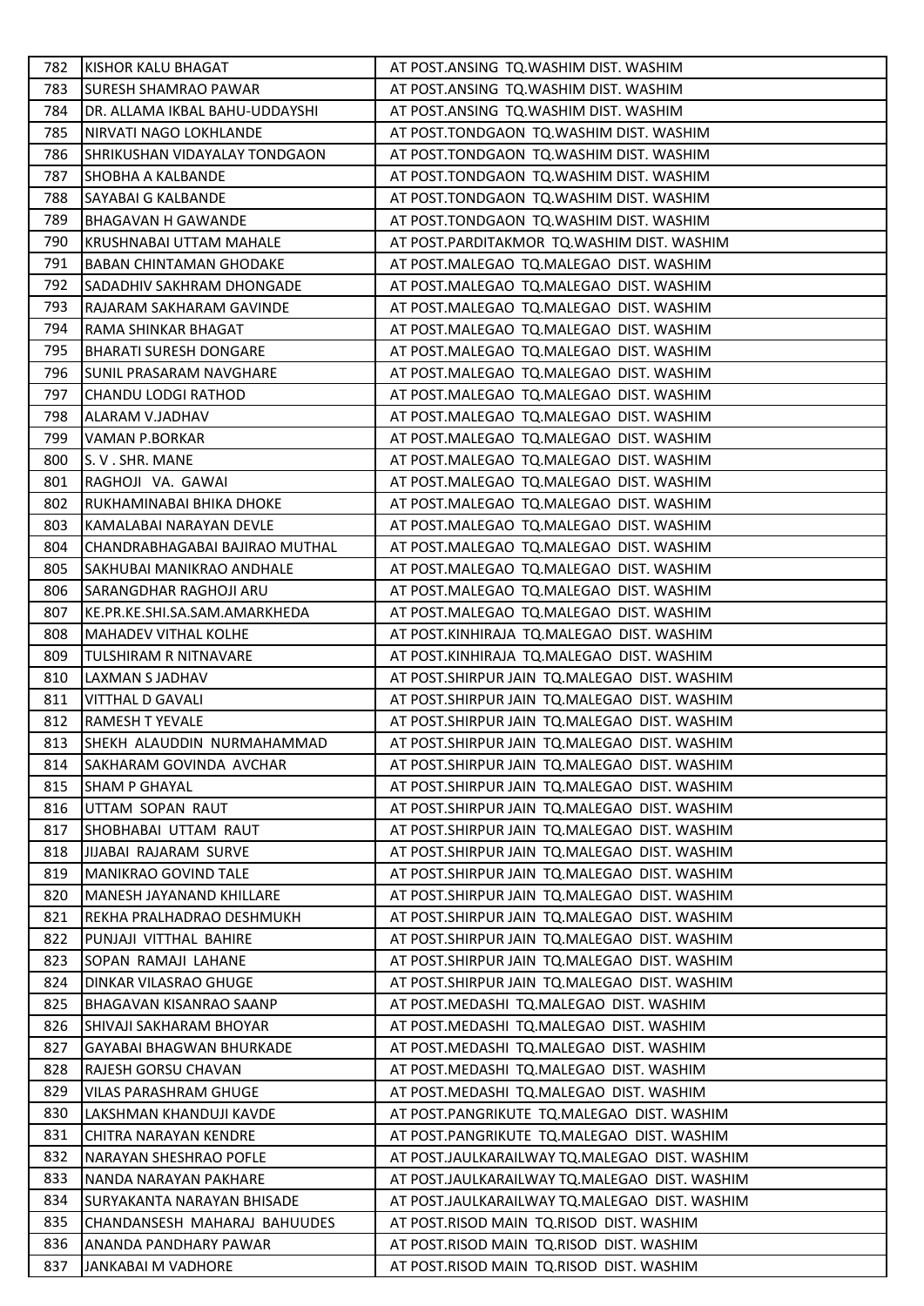| 782 | KISHOR KALU BHAGAT | AT POST.ANSING TQ.WASHIM DIST. WASHIM |
|---|---|---|
| 783 | SURESH SHAMRAO PAWAR | AT POST.ANSING TQ.WASHIM DIST. WASHIM |
| 784 | DR. ALLAMA IKBAL BAHU-UDDAYSHI | AT POST.ANSING TQ.WASHIM DIST. WASHIM |
| 785 | NIRVATI NAGO LOKHLANDE | AT POST.TONDGAON TQ.WASHIM DIST. WASHIM |
| 786 | SHRIKUSHAN VIDAYALAY TONDGAON | AT POST.TONDGAON TQ.WASHIM DIST. WASHIM |
| 787 | SHOBHA A KALBANDE | AT POST.TONDGAON TQ.WASHIM DIST. WASHIM |
| 788 | SAYABAI G KALBANDE | AT POST.TONDGAON TQ.WASHIM DIST. WASHIM |
| 789 | BHAGAVAN H GAWANDE | AT POST.TONDGAON TQ.WASHIM DIST. WASHIM |
| 790 | KRUSHNABAI UTTAM MAHALE | AT POST.PARDITAKMOR TQ.WASHIM DIST. WASHIM |
| 791 | BABAN CHINTAMAN GHODAKE | AT POST.MALEGAO TQ.MALEGAO DIST. WASHIM |
| 792 | SADADHIV SAKHRAM DHONGADE | AT POST.MALEGAO TQ.MALEGAO DIST. WASHIM |
| 793 | RAJARAM SAKHARAM GAVINDE | AT POST.MALEGAO TQ.MALEGAO DIST. WASHIM |
| 794 | RAMA SHINKAR BHAGAT | AT POST.MALEGAO TQ.MALEGAO DIST. WASHIM |
| 795 | BHARATI SURESH DONGARE | AT POST.MALEGAO TQ.MALEGAO DIST. WASHIM |
| 796 | SUNIL PRASARAM NAVGHARE | AT POST.MALEGAO TQ.MALEGAO DIST. WASHIM |
| 797 | CHANDU LODGI RATHOD | AT POST.MALEGAO TQ.MALEGAO DIST. WASHIM |
| 798 | ALARAM V.JADHAV | AT POST.MALEGAO TQ.MALEGAO DIST. WASHIM |
| 799 | VAMAN P.BORKAR | AT POST.MALEGAO TQ.MALEGAO DIST. WASHIM |
| 800 | S. V . SHR. MANE | AT POST.MALEGAO TQ.MALEGAO DIST. WASHIM |
| 801 | RAGHOJI VA. GAWAI | AT POST.MALEGAO TQ.MALEGAO DIST. WASHIM |
| 802 | RUKHAMINABAI BHIKA DHOKE | AT POST.MALEGAO TQ.MALEGAO DIST. WASHIM |
| 803 | KAMALABAI NARAYAN DEVLE | AT POST.MALEGAO TQ.MALEGAO DIST. WASHIM |
| 804 | CHANDRABHAGABAI BAJIRAO MUTHAL | AT POST.MALEGAO TQ.MALEGAO DIST. WASHIM |
| 805 | SAKHUBAI MANIKRAO ANDHALE | AT POST.MALEGAO TQ.MALEGAO DIST. WASHIM |
| 806 | SARANGDHAR RAGHOJI ARU | AT POST.MALEGAO TQ.MALEGAO DIST. WASHIM |
| 807 | KE.PR.KE.SHI.SA.SAM.AMARKHEDA | AT POST.MALEGAO TQ.MALEGAO DIST. WASHIM |
| 808 | MAHADEV VITHAL KOLHE | AT POST.KINHIRAJA TQ.MALEGAO DIST. WASHIM |
| 809 | TULSHIRAM R NITNAVARE | AT POST.KINHIRAJA TQ.MALEGAO DIST. WASHIM |
| 810 | LAXMAN S JADHAV | AT POST.SHIRPUR JAIN TQ.MALEGAO DIST. WASHIM |
| 811 | VITTHAL D GAVALI | AT POST.SHIRPUR JAIN TQ.MALEGAO DIST. WASHIM |
| 812 | RAMESH T YEVALE | AT POST.SHIRPUR JAIN TQ.MALEGAO DIST. WASHIM |
| 813 | SHEKH ALAUDDIN NURMAHAMMAD | AT POST.SHIRPUR JAIN TQ.MALEGAO DIST. WASHIM |
| 814 | SAKHARAM GOVINDA AVCHAR | AT POST.SHIRPUR JAIN TQ.MALEGAO DIST. WASHIM |
| 815 | SHAM P GHAYAL | AT POST.SHIRPUR JAIN TQ.MALEGAO DIST. WASHIM |
| 816 | UTTAM SOPAN RAUT | AT POST.SHIRPUR JAIN TQ.MALEGAO DIST. WASHIM |
| 817 | SHOBHABAI UTTAM RAUT | AT POST.SHIRPUR JAIN TQ.MALEGAO DIST. WASHIM |
| 818 | JIJABAI RAJARAM SURVE | AT POST.SHIRPUR JAIN TQ.MALEGAO DIST. WASHIM |
| 819 | MANIKRAO GOVIND TALE | AT POST.SHIRPUR JAIN TQ.MALEGAO DIST. WASHIM |
| 820 | MANESH JAYANAND KHILLARE | AT POST.SHIRPUR JAIN TQ.MALEGAO DIST. WASHIM |
| 821 | REKHA PRALHADRAO DESHMUKH | AT POST.SHIRPUR JAIN TQ.MALEGAO DIST. WASHIM |
| 822 | PUNJAJI VITTHAL BAHIRE | AT POST.SHIRPUR JAIN TQ.MALEGAO DIST. WASHIM |
| 823 | SOPAN RAMAJI LAHANE | AT POST.SHIRPUR JAIN TQ.MALEGAO DIST. WASHIM |
| 824 | DINKAR VILASRAO GHUGE | AT POST.SHIRPUR JAIN TQ.MALEGAO DIST. WASHIM |
| 825 | BHAGAVAN KISANRAO SAANP | AT POST.MEDASHI TQ.MALEGAO DIST. WASHIM |
| 826 | SHIVAJI SAKHARAM BHOYAR | AT POST.MEDASHI TQ.MALEGAO DIST. WASHIM |
| 827 | GAYABAI BHAGWAN BHURKADE | AT POST.MEDASHI TQ.MALEGAO DIST. WASHIM |
| 828 | RAJESH GORSU CHAVAN | AT POST.MEDASHI TQ.MALEGAO DIST. WASHIM |
| 829 | VILAS PARASHRAM GHUGE | AT POST.MEDASHI TQ.MALEGAO DIST. WASHIM |
| 830 | LAKSHMAN KHANDUJI KAVDE | AT POST.PANGRIKUTE TQ.MALEGAO DIST. WASHIM |
| 831 | CHITRA NARAYAN KENDRE | AT POST.PANGRIKUTE TQ.MALEGAO DIST. WASHIM |
| 832 | NARAYAN SHESHRAO POFLE | AT POST.JAULKARAILWAY TQ.MALEGAO DIST. WASHIM |
| 833 | NANDA NARAYAN PAKHARE | AT POST.JAULKARAILWAY TQ.MALEGAO DIST. WASHIM |
| 834 | SURYAKANTA NARAYAN BHISADE | AT POST.JAULKARAILWAY TQ.MALEGAO DIST. WASHIM |
| 835 | CHANDANSESH MAHARAJ BAHUUDES | AT POST.RISOD MAIN TQ.RISOD DIST. WASHIM |
| 836 | ANANDA PANDHARY PAWAR | AT POST.RISOD MAIN TQ.RISOD DIST. WASHIM |
| 837 | JANKABAI M VADHORE | AT POST.RISOD MAIN TQ.RISOD DIST. WASHIM |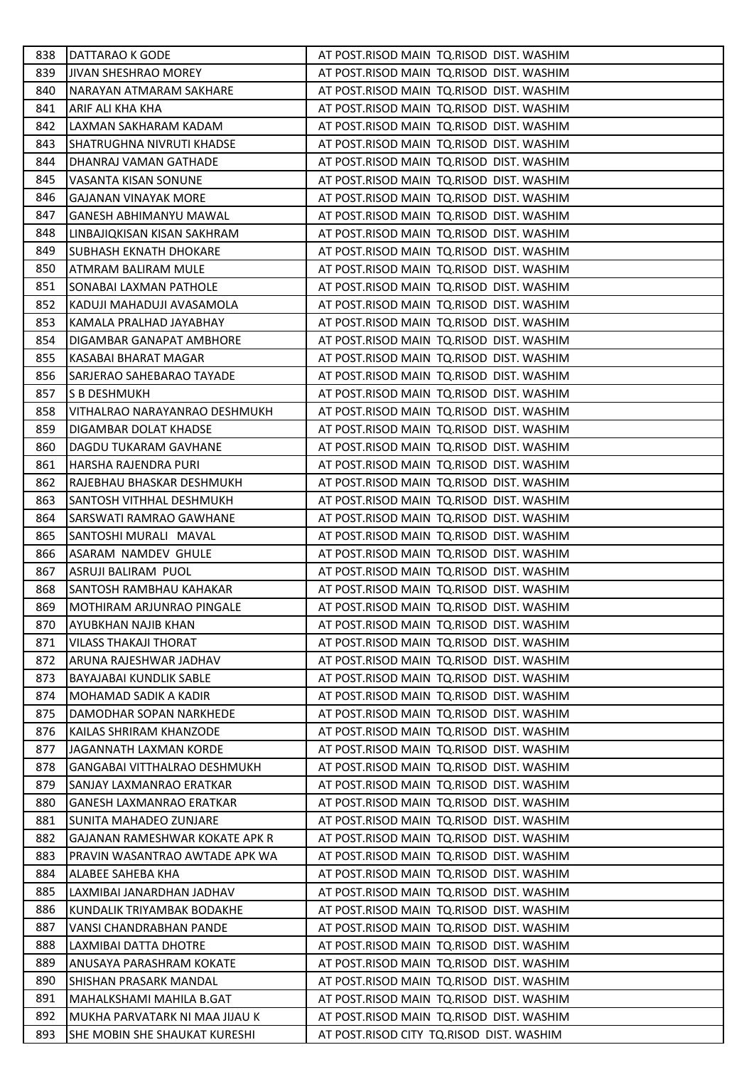| | | |
|---|---|---|
| 838 | DATTARAO K GODE | AT POST.RISOD MAIN TQ.RISOD DIST. WASHIM |
| 839 | JIVAN SHESHRAO MOREY | AT POST.RISOD MAIN TQ.RISOD DIST. WASHIM |
| 840 | NARAYAN ATMARAM SAKHARE | AT POST.RISOD MAIN TQ.RISOD DIST. WASHIM |
| 841 | ARIF ALI KHA KHA | AT POST.RISOD MAIN TQ.RISOD DIST. WASHIM |
| 842 | LAXMAN SAKHARAM KADAM | AT POST.RISOD MAIN TQ.RISOD DIST. WASHIM |
| 843 | SHATRUGHNA NIVRUTI KHADSE | AT POST.RISOD MAIN TQ.RISOD DIST. WASHIM |
| 844 | DHANRAJ VAMAN GATHADE | AT POST.RISOD MAIN TQ.RISOD DIST. WASHIM |
| 845 | VASANTA KISAN SONUNE | AT POST.RISOD MAIN TQ.RISOD DIST. WASHIM |
| 846 | GAJANAN VINAYAK MORE | AT POST.RISOD MAIN TQ.RISOD DIST. WASHIM |
| 847 | GANESH ABHIMANYU MAWAL | AT POST.RISOD MAIN TQ.RISOD DIST. WASHIM |
| 848 | LINBAJIQKISAN KISAN SAKHRAM | AT POST.RISOD MAIN TQ.RISOD DIST. WASHIM |
| 849 | SUBHASH EKNATH DHOKARE | AT POST.RISOD MAIN TQ.RISOD DIST. WASHIM |
| 850 | ATMRAM BALIRAM MULE | AT POST.RISOD MAIN TQ.RISOD DIST. WASHIM |
| 851 | SONABAI LAXMAN PATHOLE | AT POST.RISOD MAIN TQ.RISOD DIST. WASHIM |
| 852 | KADUJI MAHADUJI AVASAMOLA | AT POST.RISOD MAIN TQ.RISOD DIST. WASHIM |
| 853 | KAMALA PRALHAD JAYABHAY | AT POST.RISOD MAIN TQ.RISOD DIST. WASHIM |
| 854 | DIGAMBAR GANAPAT AMBHORE | AT POST.RISOD MAIN TQ.RISOD DIST. WASHIM |
| 855 | KASABAI BHARAT MAGAR | AT POST.RISOD MAIN TQ.RISOD DIST. WASHIM |
| 856 | SARJERAO SAHEBARAO TAYADE | AT POST.RISOD MAIN TQ.RISOD DIST. WASHIM |
| 857 | S B DESHMUKH | AT POST.RISOD MAIN TQ.RISOD DIST. WASHIM |
| 858 | VITHALRAO NARAYANRAO DESHMUKH | AT POST.RISOD MAIN TQ.RISOD DIST. WASHIM |
| 859 | DIGAMBAR DOLAT KHADSE | AT POST.RISOD MAIN TQ.RISOD DIST. WASHIM |
| 860 | DAGDU TUKARAM GAVHANE | AT POST.RISOD MAIN TQ.RISOD DIST. WASHIM |
| 861 | HARSHA RAJENDRA PURI | AT POST.RISOD MAIN TQ.RISOD DIST. WASHIM |
| 862 | RAJEBHAU BHASKAR DESHMUKH | AT POST.RISOD MAIN TQ.RISOD DIST. WASHIM |
| 863 | SANTOSH VITHHAL DESHMUKH | AT POST.RISOD MAIN TQ.RISOD DIST. WASHIM |
| 864 | SARSWATI RAMRAO GAWHANE | AT POST.RISOD MAIN TQ.RISOD DIST. WASHIM |
| 865 | SANTOSHI MURALI MAVAL | AT POST.RISOD MAIN TQ.RISOD DIST. WASHIM |
| 866 | ASARAM NAMDEV GHULE | AT POST.RISOD MAIN TQ.RISOD DIST. WASHIM |
| 867 | ASRUJI BALIRAM PUOL | AT POST.RISOD MAIN TQ.RISOD DIST. WASHIM |
| 868 | SANTOSH RAMBHAU KAHAKAR | AT POST.RISOD MAIN TQ.RISOD DIST. WASHIM |
| 869 | MOTHIRAM ARJUNRAO PINGALE | AT POST.RISOD MAIN TQ.RISOD DIST. WASHIM |
| 870 | AYUBKHAN NAJIB KHAN | AT POST.RISOD MAIN TQ.RISOD DIST. WASHIM |
| 871 | VILASS THAKAJI THORAT | AT POST.RISOD MAIN TQ.RISOD DIST. WASHIM |
| 872 | ARUNA RAJESHWAR JADHAV | AT POST.RISOD MAIN TQ.RISOD DIST. WASHIM |
| 873 | BAYAJABAI KUNDLIK SABLE | AT POST.RISOD MAIN TQ.RISOD DIST. WASHIM |
| 874 | MOHAMAD SADIK A KADIR | AT POST.RISOD MAIN TQ.RISOD DIST. WASHIM |
| 875 | DAMODHAR SOPAN NARKHEDE | AT POST.RISOD MAIN TQ.RISOD DIST. WASHIM |
| 876 | KAILAS SHRIRAM KHANZODE | AT POST.RISOD MAIN TQ.RISOD DIST. WASHIM |
| 877 | JAGANNATH LAXMAN KORDE | AT POST.RISOD MAIN TQ.RISOD DIST. WASHIM |
| 878 | GANGABAI VITTHALRAO DESHMUKH | AT POST.RISOD MAIN TQ.RISOD DIST. WASHIM |
| 879 | SANJAY LAXMANRAO ERATKAR | AT POST.RISOD MAIN TQ.RISOD DIST. WASHIM |
| 880 | GANESH LAXMANRAO ERATKAR | AT POST.RISOD MAIN TQ.RISOD DIST. WASHIM |
| 881 | SUNITA MAHADEO ZUNJARE | AT POST.RISOD MAIN TQ.RISOD DIST. WASHIM |
| 882 | GAJANAN RAMESHWAR KOKATE APK R | AT POST.RISOD MAIN TQ.RISOD DIST. WASHIM |
| 883 | PRAVIN WASANTRAO AWTADE APK WA | AT POST.RISOD MAIN TQ.RISOD DIST. WASHIM |
| 884 | ALABEE SAHEBA KHA | AT POST.RISOD MAIN TQ.RISOD DIST. WASHIM |
| 885 | LAXMIBAI JANARDHAN JADHAV | AT POST.RISOD MAIN TQ.RISOD DIST. WASHIM |
| 886 | KUNDALIK TRIYAMBAK BODAKHE | AT POST.RISOD MAIN TQ.RISOD DIST. WASHIM |
| 887 | VANSI CHANDRABHAN PANDE | AT POST.RISOD MAIN TQ.RISOD DIST. WASHIM |
| 888 | LAXMIBAI DATTA DHOTRE | AT POST.RISOD MAIN TQ.RISOD DIST. WASHIM |
| 889 | ANUSAYA PARASHRAM KOKATE | AT POST.RISOD MAIN TQ.RISOD DIST. WASHIM |
| 890 | SHISHAN PRASARK MANDAL | AT POST.RISOD MAIN TQ.RISOD DIST. WASHIM |
| 891 | MAHALKSHAMI MAHILA B.GAT | AT POST.RISOD MAIN TQ.RISOD DIST. WASHIM |
| 892 | MUKHA PARVATARK NI MAA JIJAU K | AT POST.RISOD MAIN TQ.RISOD DIST. WASHIM |
| 893 | SHE MOBIN SHE SHAUKAT KURESHI | AT POST.RISOD CITY TQ.RISOD DIST. WASHIM |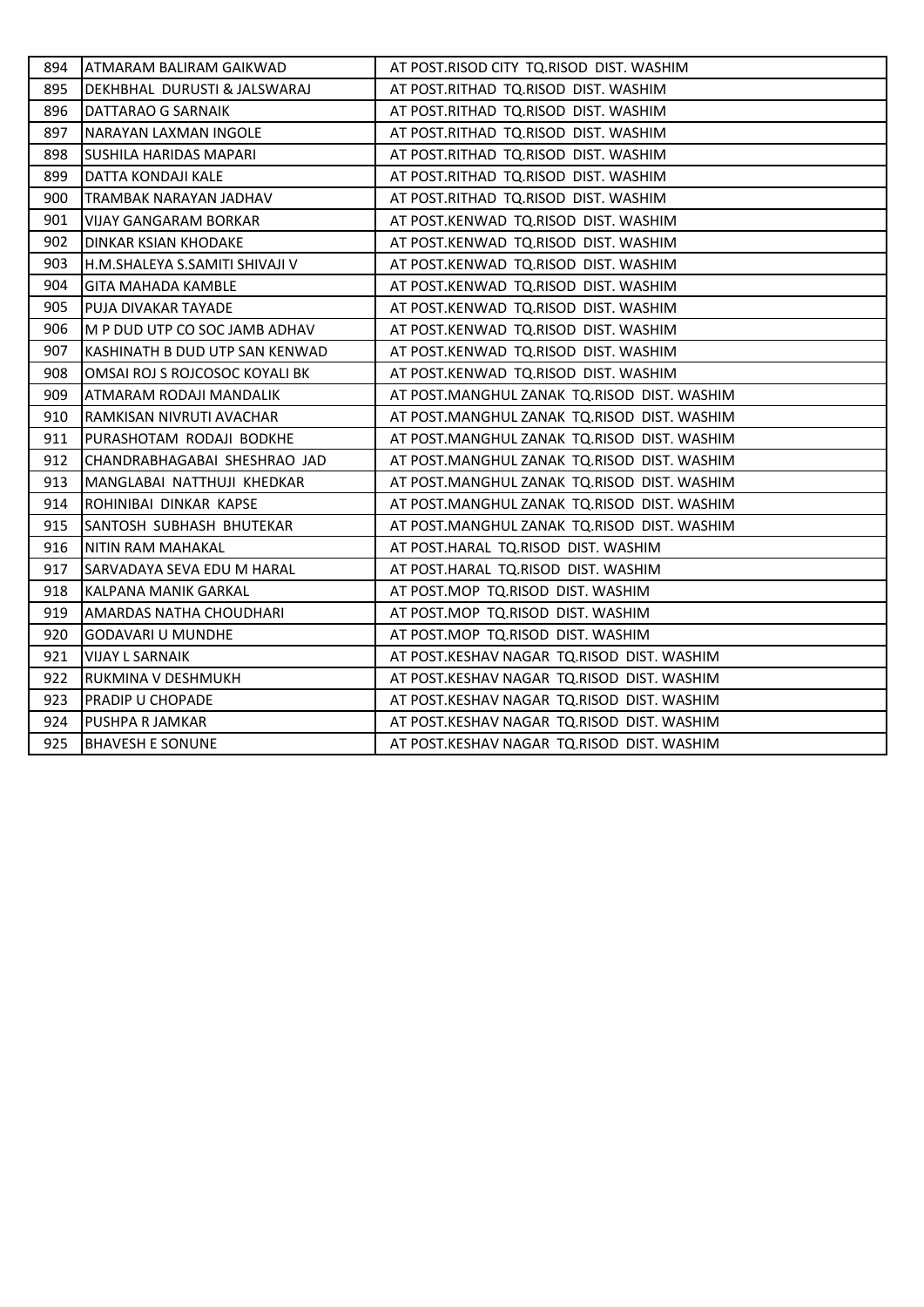| | | |
|---|---|---|
| 894 | ATMARAM BALIRAM GAIKWAD | AT POST.RISOD CITY TQ.RISOD DIST. WASHIM |
| 895 | DEKHBHAL DURUSTI & JALSWARAJ | AT POST.RITHAD TQ.RISOD DIST. WASHIM |
| 896 | DATTARAO G SARNAIK | AT POST.RITHAD TQ.RISOD DIST. WASHIM |
| 897 | NARAYAN LAXMAN INGOLE | AT POST.RITHAD TQ.RISOD DIST. WASHIM |
| 898 | SUSHILA HARIDAS MAPARI | AT POST.RITHAD TQ.RISOD DIST. WASHIM |
| 899 | DATTA KONDAJI KALE | AT POST.RITHAD TQ.RISOD DIST. WASHIM |
| 900 | TRAMBAK NARAYAN JADHAV | AT POST.RITHAD TQ.RISOD DIST. WASHIM |
| 901 | VIJAY GANGARAM BORKAR | AT POST.KENWAD TQ.RISOD DIST. WASHIM |
| 902 | DINKAR KSIAN KHODAKE | AT POST.KENWAD TQ.RISOD DIST. WASHIM |
| 903 | H.M.SHALEYA S.SAMITI SHIVAJI V | AT POST.KENWAD TQ.RISOD DIST. WASHIM |
| 904 | GITA MAHADA KAMBLE | AT POST.KENWAD TQ.RISOD DIST. WASHIM |
| 905 | PUJA DIVAKAR TAYADE | AT POST.KENWAD TQ.RISOD DIST. WASHIM |
| 906 | M P DUD UTP CO SOC JAMB ADHAV | AT POST.KENWAD TQ.RISOD DIST. WASHIM |
| 907 | KASHINATH B DUD UTP SAN KENWAD | AT POST.KENWAD TQ.RISOD DIST. WASHIM |
| 908 | OMSAI ROJ S ROJCOSOC KOYALI BK | AT POST.KENWAD TQ.RISOD DIST. WASHIM |
| 909 | ATMARAM RODAJI MANDALIK | AT POST.MANGHUL ZANAK TQ.RISOD DIST. WASHIM |
| 910 | RAMKISAN NIVRUTI AVACHAR | AT POST.MANGHUL ZANAK TQ.RISOD DIST. WASHIM |
| 911 | PURASHOTAM RODAJI BODKHE | AT POST.MANGHUL ZANAK TQ.RISOD DIST. WASHIM |
| 912 | CHANDRABHAGABAI SHESHRAO JAD | AT POST.MANGHUL ZANAK TQ.RISOD DIST. WASHIM |
| 913 | MANGLABAI NATTHUJI KHEDKAR | AT POST.MANGHUL ZANAK TQ.RISOD DIST. WASHIM |
| 914 | ROHINIBAI DINKAR KAPSE | AT POST.MANGHUL ZANAK TQ.RISOD DIST. WASHIM |
| 915 | SANTOSH SUBHASH BHUTEKAR | AT POST.MANGHUL ZANAK TQ.RISOD DIST. WASHIM |
| 916 | NITIN RAM MAHAKAL | AT POST.HARAL TQ.RISOD DIST. WASHIM |
| 917 | SARVADAYA SEVA EDU M HARAL | AT POST.HARAL TQ.RISOD DIST. WASHIM |
| 918 | KALPANA MANIK GARKAL | AT POST.MOP TQ.RISOD DIST. WASHIM |
| 919 | AMARDAS NATHA CHOUDHARI | AT POST.MOP TQ.RISOD DIST. WASHIM |
| 920 | GODAVARI U MUNDHE | AT POST.MOP TQ.RISOD DIST. WASHIM |
| 921 | VIJAY L SARNAIK | AT POST.KESHAV NAGAR TQ.RISOD DIST. WASHIM |
| 922 | RUKMINA V DESHMUKH | AT POST.KESHAV NAGAR TQ.RISOD DIST. WASHIM |
| 923 | PRADIP U CHOPADE | AT POST.KESHAV NAGAR TQ.RISOD DIST. WASHIM |
| 924 | PUSHPA R JAMKAR | AT POST.KESHAV NAGAR TQ.RISOD DIST. WASHIM |
| 925 | BHAVESH E SONUNE | AT POST.KESHAV NAGAR TQ.RISOD DIST. WASHIM |